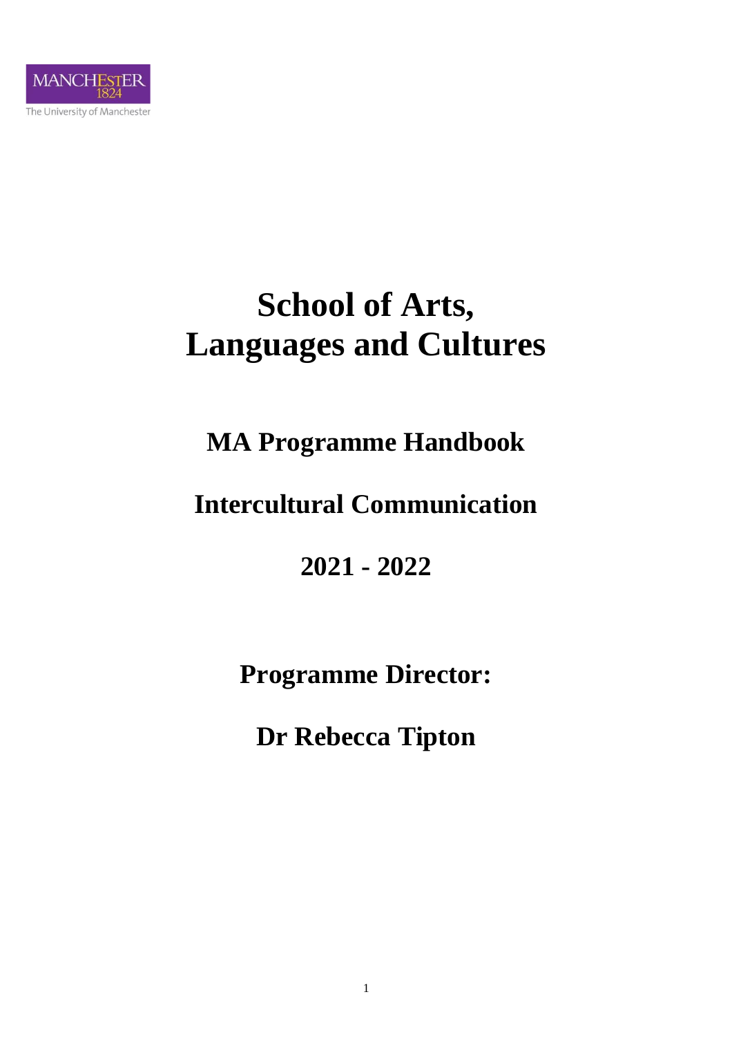MANCHESTER
1824
The University of Manchester

# School of Arts, Languages and Cultures

## MA Programme Handbook

## Intercultural Communication

## 2021 - 2022

## Programme Director:

## Dr Rebecca Tipton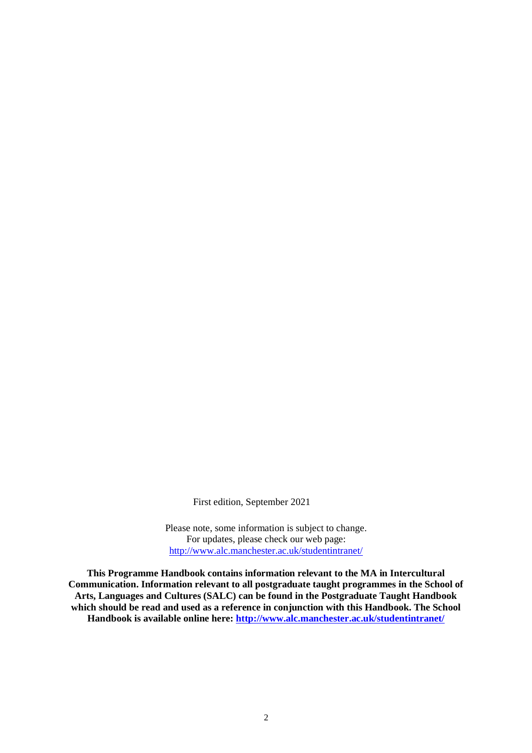First edition, September 2021

Please note, some information is subject to change.
For updates, please check our web page:
[http://www.alc.manchester.ac.uk/studentintranet/](http://www.alc.manchester.ac.uk/studentintranet/)

**This Programme Handbook contains information relevant to the MA in Intercultural Communication. Information relevant to all postgraduate taught programmes in the School of Arts, Languages and Cultures (SALC) can be found in the Postgraduate Taught Handbook which should be read and used as a reference in conjunction with this Handbook. The School Handbook is available online here: [http://www.alc.manchester.ac.uk/studentintranet/](http://www.alc.manchester.ac.uk/studentintranet/)**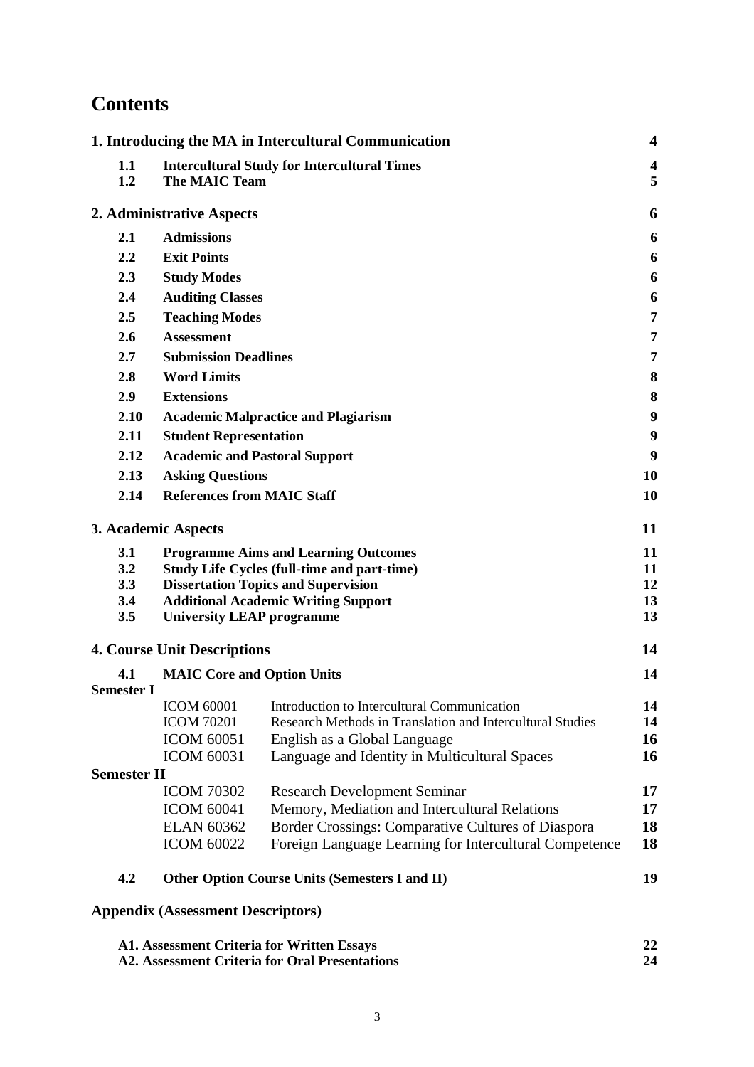# Contents

| | | | |
|---|---|---|---|
| **1. Introducing the MA in Intercultural Communication** | | | **4** |
| **1.1** | **Intercultural Study for Intercultural Times** | | **4** |
| **1.2** | **The MAIC Team** | | **5** |
| **2. Administrative Aspects** | | | **6** |
| **2.1** | **Admissions** | | **6** |
| **2.2** | **Exit Points** | | **6** |
| **2.3** | **Study Modes** | | **6** |
| **2.4** | **Auditing Classes** | | **6** |
| **2.5** | **Teaching Modes** | | **7** |
| **2.6** | **Assessment** | | **7** |
| **2.7** | **Submission Deadlines** | | **7** |
| **2.8** | **Word Limits** | | **8** |
| **2.9** | **Extensions** | | **8** |
| **2.10** | **Academic Malpractice and Plagiarism** | | **9** |
| **2.11** | **Student Representation** | | **9** |
| **2.12** | **Academic and Pastoral Support** | | **9** |
| **2.13** | **Asking Questions** | | **10** |
| **2.14** | **References from MAIC Staff** | | **10** |
| **3. Academic Aspects** | | | **11** |
| **3.1** | **Programme Aims and Learning Outcomes** | | **11** |
| **3.2** | **Study Life Cycles (full-time and part-time)** | | **11** |
| **3.3** | **Dissertation Topics and Supervision** | | **12** |
| **3.4** | **Additional Academic Writing Support** | | **13** |
| **3.5** | **University LEAP programme** | | **13** |
| **4. Course Unit Descriptions** | | | **14** |
| **4.1** | **MAIC Core and Option Units** | | **14** |
| **Semester I** | | | |
| | ICOM 60001 | Introduction to Intercultural Communication | **14** |
| | ICOM 70201 | Research Methods in Translation and Intercultural Studies | **14** |
| | ICOM 60051 | English as a Global Language | **16** |
| | ICOM 60031 | Language and Identity in Multicultural Spaces | **16** |
| **Semester II** | | | |
| | ICOM 70302 | Research Development Seminar | **17** |
| | ICOM 60041 | Memory, Mediation and Intercultural Relations | **17** |
| | ELAN 60362 | Border Crossings: Comparative Cultures of Diaspora | **18** |
| | ICOM 60022 | Foreign Language Learning for Intercultural Competence | **18** |
| **4.2** | **Other Option Course Units (Semesters I and II)** | | **19** |
| **Appendix (Assessment Descriptors)** | | | |
| **A1. Assessment Criteria for Written Essays** | | | **22** |
| **A2. Assessment Criteria for Oral Presentations** | | | **24** |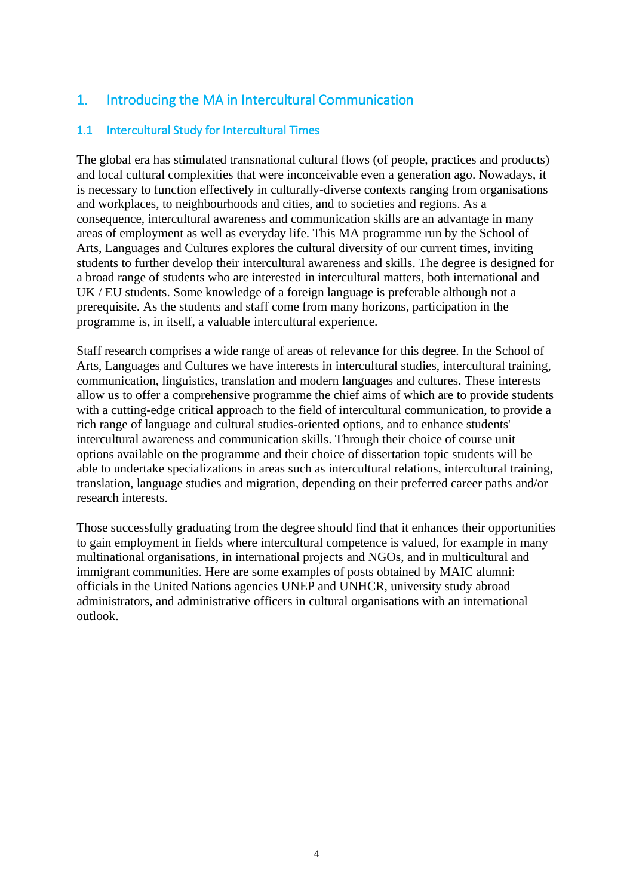# 1. Introducing the MA in Intercultural Communication

## 1.1 Intercultural Study for Intercultural Times

The global era has stimulated transnational cultural flows (of people, practices and products) and local cultural complexities that were inconceivable even a generation ago. Nowadays, it is necessary to function effectively in culturally-diverse contexts ranging from organisations and workplaces, to neighbourhoods and cities, and to societies and regions. As a consequence, intercultural awareness and communication skills are an advantage in many areas of employment as well as everyday life. This MA programme run by the School of Arts, Languages and Cultures explores the cultural diversity of our current times, inviting students to further develop their intercultural awareness and skills. The degree is designed for a broad range of students who are interested in intercultural matters, both international and UK / EU students. Some knowledge of a foreign language is preferable although not a prerequisite. As the students and staff come from many horizons, participation in the programme is, in itself, a valuable intercultural experience.

Staff research comprises a wide range of areas of relevance for this degree. In the School of Arts, Languages and Cultures we have interests in intercultural studies, intercultural training, communication, linguistics, translation and modern languages and cultures. These interests allow us to offer a comprehensive programme the chief aims of which are to provide students with a cutting-edge critical approach to the field of intercultural communication, to provide a rich range of language and cultural studies-oriented options, and to enhance students' intercultural awareness and communication skills. Through their choice of course unit options available on the programme and their choice of dissertation topic students will be able to undertake specializations in areas such as intercultural relations, intercultural training, translation, language studies and migration, depending on their preferred career paths and/or research interests.

Those successfully graduating from the degree should find that it enhances their opportunities to gain employment in fields where intercultural competence is valued, for example in many multinational organisations, in international projects and NGOs, and in multicultural and immigrant communities. Here are some examples of posts obtained by MAIC alumni: officials in the United Nations agencies UNEP and UNHCR, university study abroad administrators, and administrative officers in cultural organisations with an international outlook.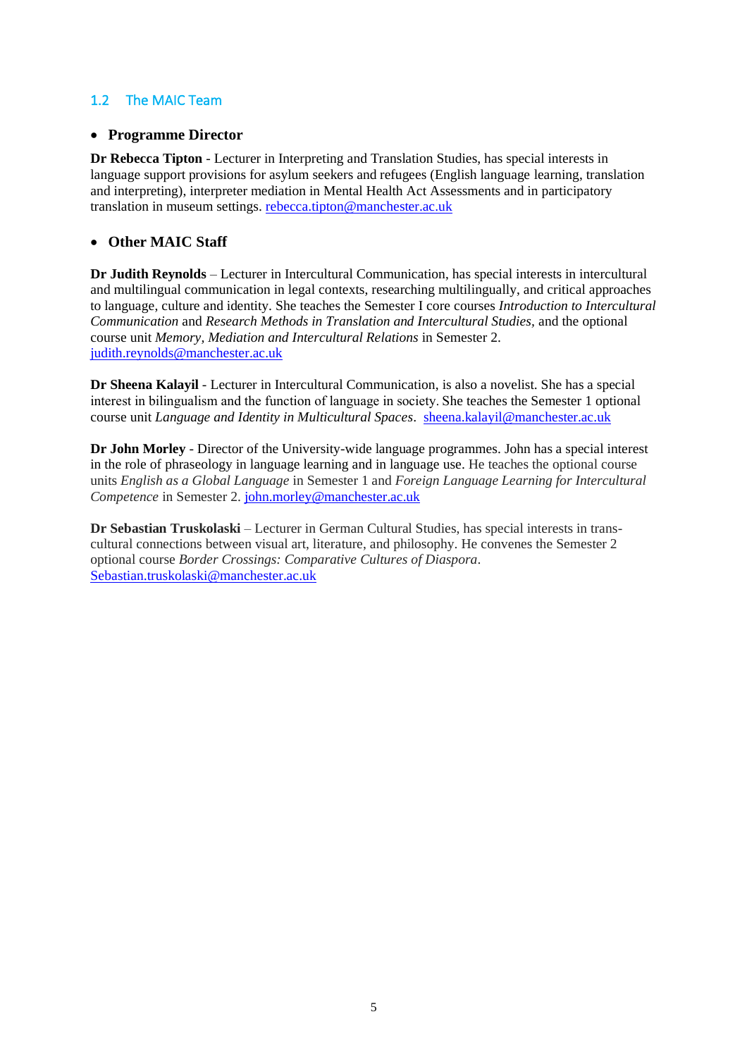## 1.2 The MAIC Team

- **Programme Director**

**Dr Rebecca Tipton** - Lecturer in Interpreting and Translation Studies, has special interests in language support provisions for asylum seekers and refugees (English language learning, translation and interpreting), interpreter mediation in Mental Health Act Assessments and in participatory translation in museum settings. rebecca.tipton@manchester.ac.uk

- **Other MAIC Staff**

**Dr Judith Reynolds** – Lecturer in Intercultural Communication, has special interests in intercultural and multilingual communication in legal contexts, researching multilingually, and critical approaches to language, culture and identity. She teaches the Semester I core courses *Introduction to Intercultural Communication* and *Research Methods in Translation and Intercultural Studies*, and the optional course unit *Memory, Mediation and Intercultural Relations* in Semester 2. judith.reynolds@manchester.ac.uk

**Dr Sheena Kalayil** - Lecturer in Intercultural Communication, is also a novelist. She has a special interest in bilingualism and the function of language in society. She teaches the Semester 1 optional course unit *Language and Identity in Multicultural Spaces*. sheena.kalayil@manchester.ac.uk

**Dr John Morley** - Director of the University-wide language programmes. John has a special interest in the role of phraseology in language learning and in language use. He teaches the optional course units *English as a Global Language* in Semester 1 and *Foreign Language Learning for Intercultural Competence* in Semester 2. john.morley@manchester.ac.uk

**Dr Sebastian Truskolaski** – Lecturer in German Cultural Studies, has special interests in trans-cultural connections between visual art, literature, and philosophy. He convenes the Semester 2 optional course *Border Crossings: Comparative Cultures of Diaspora*. Sebastian.truskolaski@manchester.ac.uk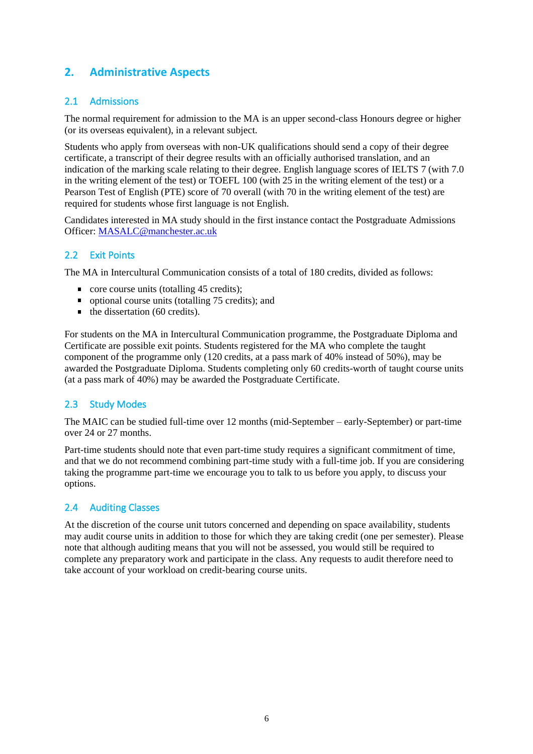## 2. Administrative Aspects

### 2.1 Admissions

The normal requirement for admission to the MA is an upper second-class Honours degree or higher (or its overseas equivalent), in a relevant subject.

Students who apply from overseas with non-UK qualifications should send a copy of their degree certificate, a transcript of their degree results with an officially authorised translation, and an indication of the marking scale relating to their degree. English language scores of IELTS 7 (with 7.0 in the writing element of the test) or TOEFL 100 (with 25 in the writing element of the test) or a Pearson Test of English (PTE) score of 70 overall (with 70 in the writing element of the test) are required for students whose first language is not English.

Candidates interested in MA study should in the first instance contact the Postgraduate Admissions Officer: [MASALC@manchester.ac.uk](mailto:MASALC@manchester.ac.uk)

### 2.2 Exit Points

The MA in Intercultural Communication consists of a total of 180 credits, divided as follows:

- core course units (totalling 45 credits);
- optional course units (totalling 75 credits); and
- the dissertation (60 credits).

For students on the MA in Intercultural Communication programme, the Postgraduate Diploma and Certificate are possible exit points. Students registered for the MA who complete the taught component of the programme only (120 credits, at a pass mark of 40% instead of 50%), may be awarded the Postgraduate Diploma. Students completing only 60 credits-worth of taught course units (at a pass mark of 40%) may be awarded the Postgraduate Certificate.

### 2.3 Study Modes

The MAIC can be studied full-time over 12 months (mid-September – early-September) or part-time over 24 or 27 months.

Part-time students should note that even part-time study requires a significant commitment of time, and that we do not recommend combining part-time study with a full-time job. If you are considering taking the programme part-time we encourage you to talk to us before you apply, to discuss your options.

### 2.4 Auditing Classes

At the discretion of the course unit tutors concerned and depending on space availability, students may audit course units in addition to those for which they are taking credit (one per semester). Please note that although auditing means that you will not be assessed, you would still be required to complete any preparatory work and participate in the class. Any requests to audit therefore need to take account of your workload on credit-bearing course units.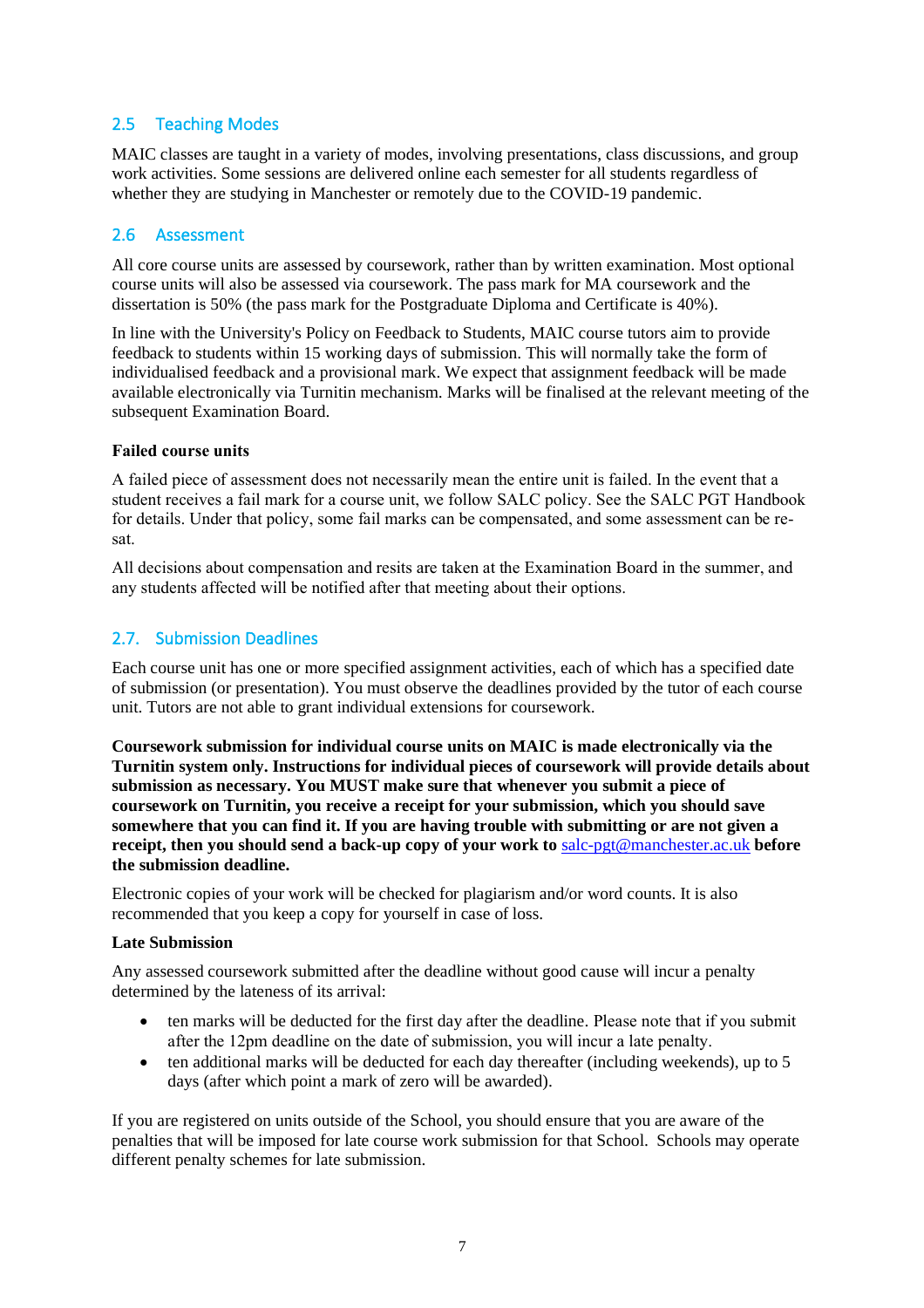## 2.5 Teaching Modes

MAIC classes are taught in a variety of modes, involving presentations, class discussions, and group work activities. Some sessions are delivered online each semester for all students regardless of whether they are studying in Manchester or remotely due to the COVID-19 pandemic.

## 2.6 Assessment

All core course units are assessed by coursework, rather than by written examination. Most optional course units will also be assessed via coursework. The pass mark for MA coursework and the dissertation is 50% (the pass mark for the Postgraduate Diploma and Certificate is 40%).

In line with the University's Policy on Feedback to Students, MAIC course tutors aim to provide feedback to students within 15 working days of submission. This will normally take the form of individualised feedback and a provisional mark. We expect that assignment feedback will be made available electronically via Turnitin mechanism. Marks will be finalised at the relevant meeting of the subsequent Examination Board.

**Failed course units**

A failed piece of assessment does not necessarily mean the entire unit is failed. In the event that a student receives a fail mark for a course unit, we follow SALC policy. See the SALC PGT Handbook for details. Under that policy, some fail marks can be compensated, and some assessment can be re-sat.

All decisions about compensation and resits are taken at the Examination Board in the summer, and any students affected will be notified after that meeting about their options.

## 2.7. Submission Deadlines

Each course unit has one or more specified assignment activities, each of which has a specified date of submission (or presentation). You must observe the deadlines provided by the tutor of each course unit. Tutors are not able to grant individual extensions for coursework.

**Coursework submission for individual course units on MAIC is made electronically via the Turnitin system only. Instructions for individual pieces of coursework will provide details about submission as necessary. You MUST make sure that whenever you submit a piece of coursework on Turnitin, you receive a receipt for your submission, which you should save somewhere that you can find it. If you are having trouble with submitting or are not given a receipt, then you should send a back-up copy of your work to** salc-pgt@manchester.ac.uk **before the submission deadline.**

Electronic copies of your work will be checked for plagiarism and/or word counts. It is also recommended that you keep a copy for yourself in case of loss.

**Late Submission**

Any assessed coursework submitted after the deadline without good cause will incur a penalty determined by the lateness of its arrival:

- ten marks will be deducted for the first day after the deadline. Please note that if you submit after the 12pm deadline on the date of submission, you will incur a late penalty.
- ten additional marks will be deducted for each day thereafter (including weekends), up to 5 days (after which point a mark of zero will be awarded).

If you are registered on units outside of the School, you should ensure that you are aware of the penalties that will be imposed for late course work submission for that School. Schools may operate different penalty schemes for late submission.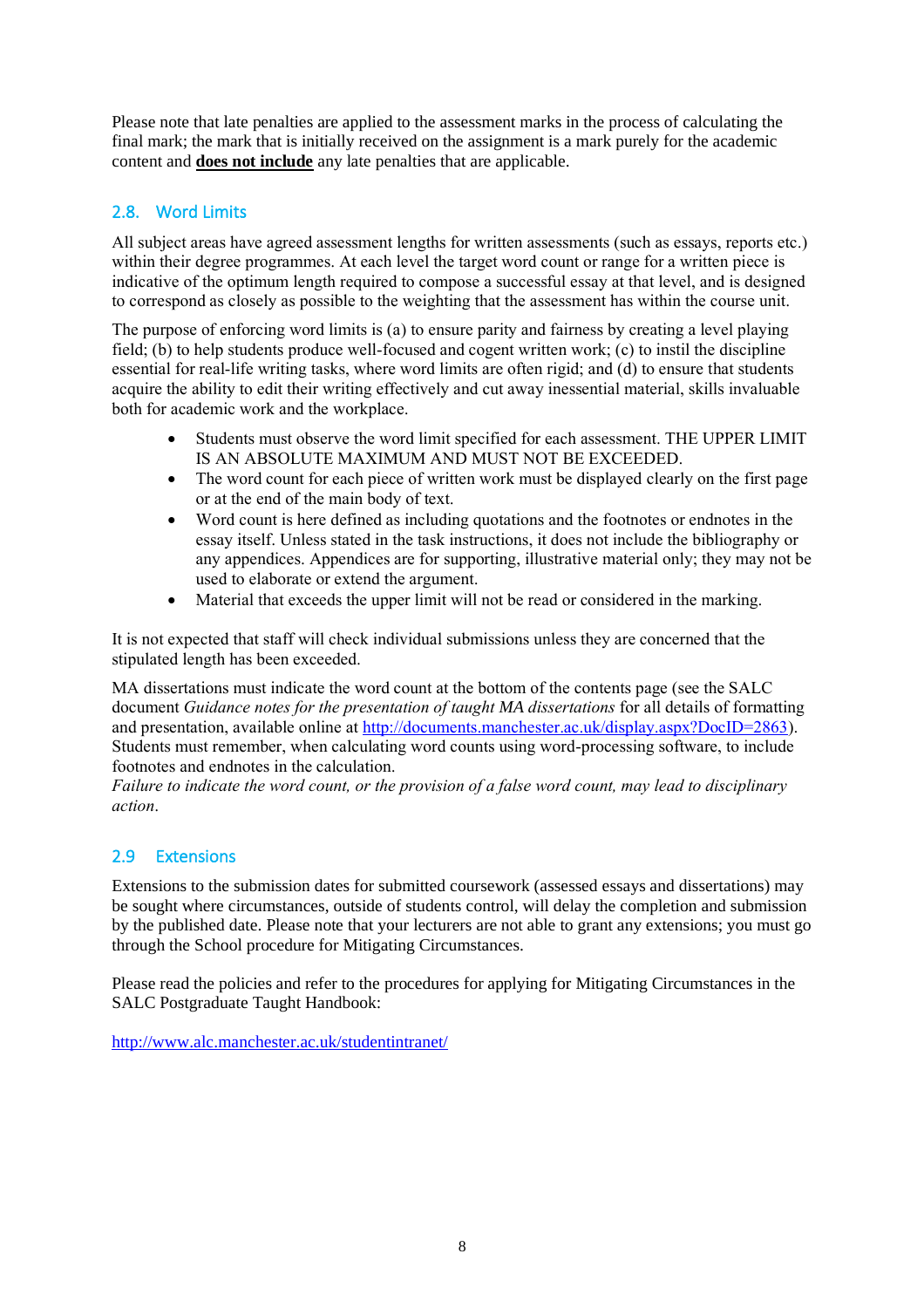Please note that late penalties are applied to the assessment marks in the process of calculating the final mark; the mark that is initially received on the assignment is a mark purely for the academic content and **does not include** any late penalties that are applicable.

## 2.8. Word Limits

All subject areas have agreed assessment lengths for written assessments (such as essays, reports etc.) within their degree programmes. At each level the target word count or range for a written piece is indicative of the optimum length required to compose a successful essay at that level, and is designed to correspond as closely as possible to the weighting that the assessment has within the course unit.

The purpose of enforcing word limits is (a) to ensure parity and fairness by creating a level playing field; (b) to help students produce well-focused and cogent written work; (c) to instil the discipline essential for real-life writing tasks, where word limits are often rigid; and (d) to ensure that students acquire the ability to edit their writing effectively and cut away inessential material, skills invaluable both for academic work and the workplace.

- Students must observe the word limit specified for each assessment. THE UPPER LIMIT IS AN ABSOLUTE MAXIMUM AND MUST NOT BE EXCEEDED.
- The word count for each piece of written work must be displayed clearly on the first page or at the end of the main body of text.
- Word count is here defined as including quotations and the footnotes or endnotes in the essay itself. Unless stated in the task instructions, it does not include the bibliography or any appendices. Appendices are for supporting, illustrative material only; they may not be used to elaborate or extend the argument.
- Material that exceeds the upper limit will not be read or considered in the marking.

It is not expected that staff will check individual submissions unless they are concerned that the stipulated length has been exceeded.

MA dissertations must indicate the word count at the bottom of the contents page (see the SALC document *Guidance notes for the presentation of taught MA dissertations* for all details of formatting and presentation, available online at http://documents.manchester.ac.uk/display.aspx?DocID=2863). Students must remember, when calculating word counts using word-processing software, to include footnotes and endnotes in the calculation.
*Failure to indicate the word count, or the provision of a false word count, may lead to disciplinary action.*

## 2.9 Extensions

Extensions to the submission dates for submitted coursework (assessed essays and dissertations) may be sought where circumstances, outside of students control, will delay the completion and submission by the published date. Please note that your lecturers are not able to grant any extensions; you must go through the School procedure for Mitigating Circumstances.

Please read the policies and refer to the procedures for applying for Mitigating Circumstances in the SALC Postgraduate Taught Handbook:

http://www.alc.manchester.ac.uk/studentintranet/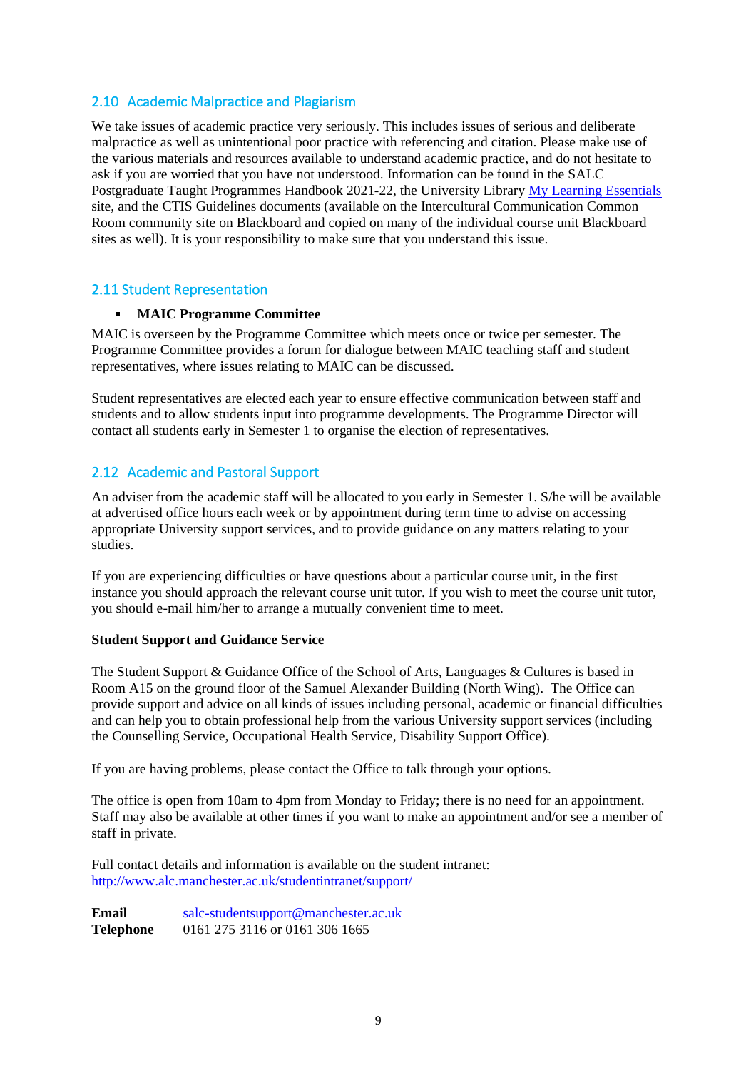## 2.10 Academic Malpractice and Plagiarism

We take issues of academic practice very seriously. This includes issues of serious and deliberate malpractice as well as unintentional poor practice with referencing and citation. Please make use of the various materials and resources available to understand academic practice, and do not hesitate to ask if you are worried that you have not understood. Information can be found in the SALC Postgraduate Taught Programmes Handbook 2021-22, the University Library My Learning Essentials site, and the CTIS Guidelines documents (available on the Intercultural Communication Common Room community site on Blackboard and copied on many of the individual course unit Blackboard sites as well). It is your responsibility to make sure that you understand this issue.

## 2.11 Student Representation

- **MAIC Programme Committee**

MAIC is overseen by the Programme Committee which meets once or twice per semester. The Programme Committee provides a forum for dialogue between MAIC teaching staff and student representatives, where issues relating to MAIC can be discussed.

Student representatives are elected each year to ensure effective communication between staff and students and to allow students input into programme developments. The Programme Director will contact all students early in Semester 1 to organise the election of representatives.

## 2.12 Academic and Pastoral Support

An adviser from the academic staff will be allocated to you early in Semester 1. S/he will be available at advertised office hours each week or by appointment during term time to advise on accessing appropriate University support services, and to provide guidance on any matters relating to your studies.

If you are experiencing difficulties or have questions about a particular course unit, in the first instance you should approach the relevant course unit tutor. If you wish to meet the course unit tutor, you should e-mail him/her to arrange a mutually convenient time to meet.

**Student Support and Guidance Service**

The Student Support & Guidance Office of the School of Arts, Languages & Cultures is based in Room A15 on the ground floor of the Samuel Alexander Building (North Wing). The Office can provide support and advice on all kinds of issues including personal, academic or financial difficulties and can help you to obtain professional help from the various University support services (including the Counselling Service, Occupational Health Service, Disability Support Office).

If you are having problems, please contact the Office to talk through your options.

The office is open from 10am to 4pm from Monday to Friday; there is no need for an appointment. Staff may also be available at other times if you want to make an appointment and/or see a member of staff in private.

Full contact details and information is available on the student intranet: http://www.alc.manchester.ac.uk/studentintranet/support/

**Email** salc-studentsupport@manchester.ac.uk
**Telephone** 0161 275 3116 or 0161 306 1665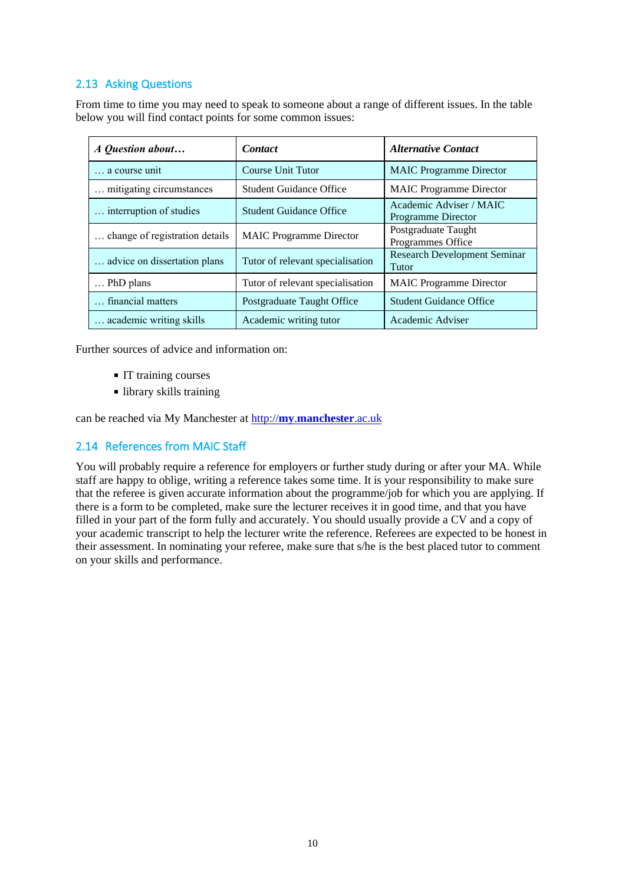## 2.13 Asking Questions

From time to time you may need to speak to someone about a range of different issues. In the table below you will find contact points for some common issues:

| *A Question about…* | *Contact* | *Alternative Contact* |
|---|---|---|
| … a course unit | Course Unit Tutor | MAIC Programme Director |
| … mitigating circumstances | Student Guidance Office | MAIC Programme Director |
| … interruption of studies | Student Guidance Office | Academic Adviser / MAIC Programme Director |
| … change of registration details | MAIC Programme Director | Postgraduate Taught Programmes Office |
| … advice on dissertation plans | Tutor of relevant specialisation | Research Development Seminar Tutor |
| … PhD plans | Tutor of relevant specialisation | MAIC Programme Director |
| … financial matters | Postgraduate Taught Office | Student Guidance Office |
| … academic writing skills | Academic writing tutor | Academic Adviser |

Further sources of advice and information on:

- IT training courses
- library skills training

can be reached via My Manchester at [http://**my**.**manchester**.ac.uk](http://my.manchester.ac.uk)

## 2.14 References from MAIC Staff

You will probably require a reference for employers or further study during or after your MA. While staff are happy to oblige, writing a reference takes some time. It is your responsibility to make sure that the referee is given accurate information about the programme/job for which you are applying. If there is a form to be completed, make sure the lecturer receives it in good time, and that you have filled in your part of the form fully and accurately. You should usually provide a CV and a copy of your academic transcript to help the lecturer write the reference. Referees are expected to be honest in their assessment. In nominating your referee, make sure that s/he is the best placed tutor to comment on your skills and performance.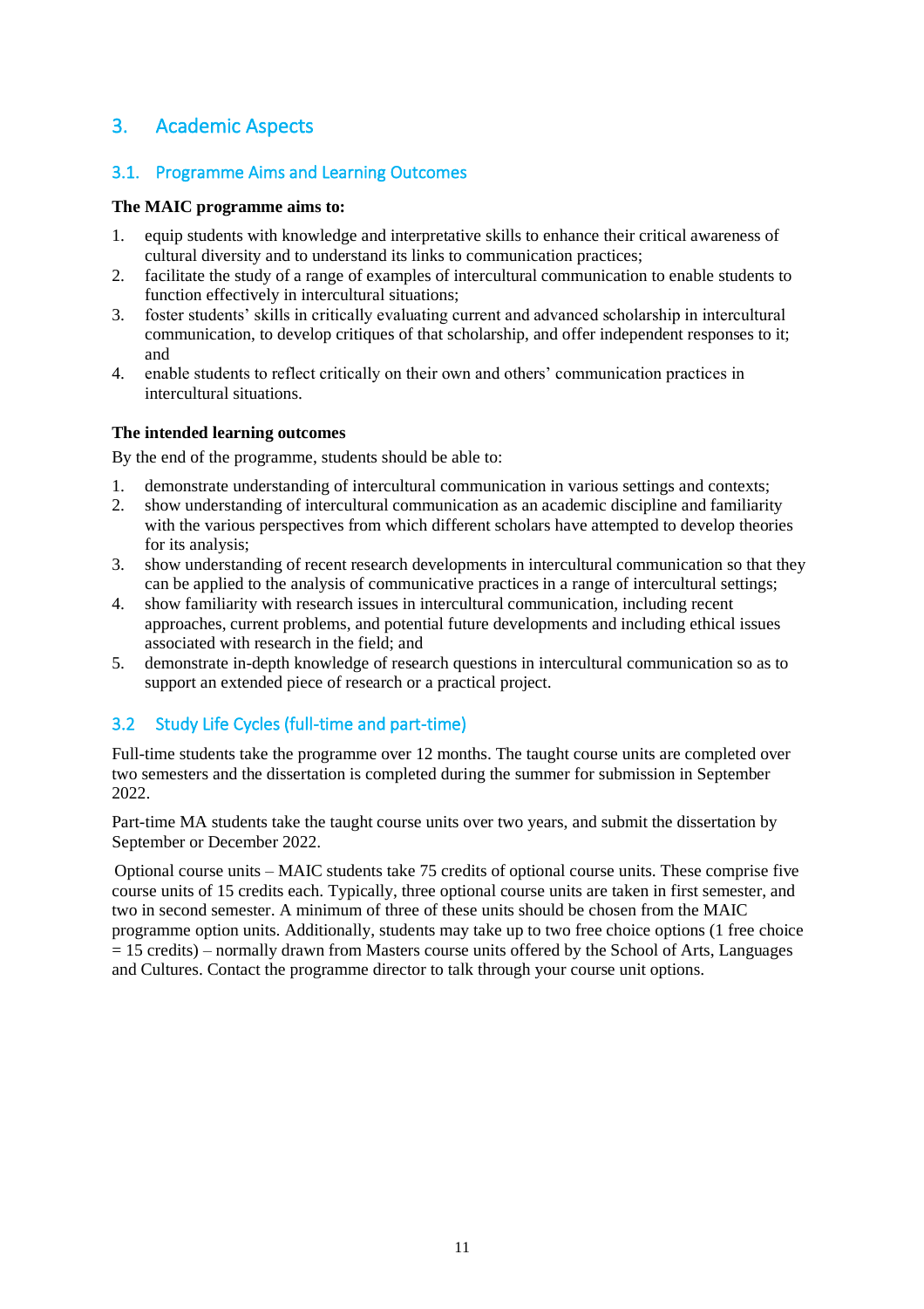# 3. Academic Aspects

## 3.1. Programme Aims and Learning Outcomes

**The MAIC programme aims to:**

1. equip students with knowledge and interpretative skills to enhance their critical awareness of cultural diversity and to understand its links to communication practices;
2. facilitate the study of a range of examples of intercultural communication to enable students to function effectively in intercultural situations;
3. foster students' skills in critically evaluating current and advanced scholarship in intercultural communication, to develop critiques of that scholarship, and offer independent responses to it; and
4. enable students to reflect critically on their own and others' communication practices in intercultural situations.

**The intended learning outcomes**

By the end of the programme, students should be able to:

1. demonstrate understanding of intercultural communication in various settings and contexts;
2. show understanding of intercultural communication as an academic discipline and familiarity with the various perspectives from which different scholars have attempted to develop theories for its analysis;
3. show understanding of recent research developments in intercultural communication so that they can be applied to the analysis of communicative practices in a range of intercultural settings;
4. show familiarity with research issues in intercultural communication, including recent approaches, current problems, and potential future developments and including ethical issues associated with research in the field; and
5. demonstrate in-depth knowledge of research questions in intercultural communication so as to support an extended piece of research or a practical project.

## 3.2 Study Life Cycles (full-time and part-time)

Full-time students take the programme over 12 months. The taught course units are completed over two semesters and the dissertation is completed during the summer for submission in September 2022.

Part-time MA students take the taught course units over two years, and submit the dissertation by September or December 2022.

Optional course units – MAIC students take 75 credits of optional course units. These comprise five course units of 15 credits each. Typically, three optional course units are taken in first semester, and two in second semester. A minimum of three of these units should be chosen from the MAIC programme option units. Additionally, students may take up to two free choice options (1 free choice = 15 credits) – normally drawn from Masters course units offered by the School of Arts, Languages and Cultures. Contact the programme director to talk through your course unit options.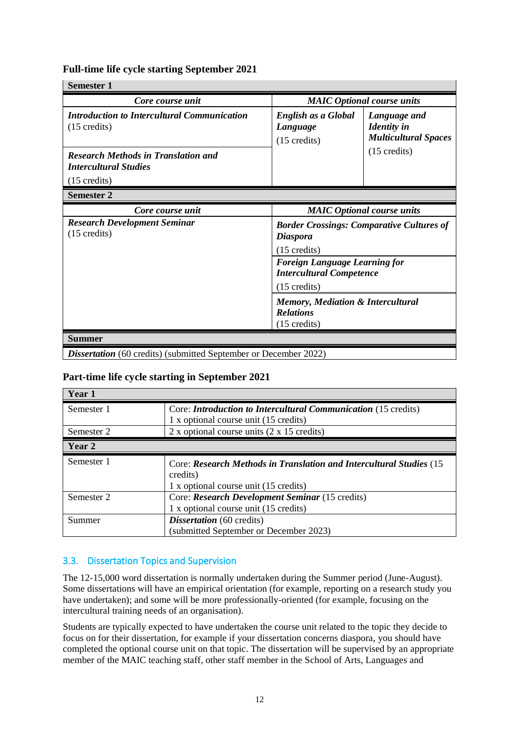### Full-time life cycle starting September 2021

| **Semester 1** | | |
|---|---|---|
| ***Core course unit*** | ***MAIC Optional course units*** | |
| ***Introduction to Intercultural Communication*** (15 credits) | ***English as a Global Language*** (15 credits) | ***Language and Identity in Multicultural Spaces*** (15 credits) |
| ***Research Methods in Translation and Intercultural Studies*** (15 credits) | | |
| **Semester 2** | | |
| ***Core course unit*** | ***MAIC Optional course units*** | |
| ***Research Development Seminar*** (15 credits) | ***Border Crossings: Comparative Cultures of Diaspora*** (15 credits) | |
| | ***Foreign Language Learning for Intercultural Competence*** (15 credits) | |
| | ***Memory, Mediation & Intercultural Relations*** (15 credits) | |
| **Summer** | | |
| ***Dissertation*** (60 credits) (submitted September or December 2022) | | |

### Part-time life cycle starting in September 2021

| **Year 1** | |
|---|---|
| Semester 1 | Core: ***Introduction to Intercultural Communication*** (15 credits)<br>1 x optional course unit (15 credits) |
| Semester 2 | 2 x optional course units (2 x 15 credits) |
| **Year 2** | |
| Semester 1 | Core: ***Research Methods in Translation and Intercultural Studies*** (15 credits)<br>1 x optional course unit (15 credits) |
| Semester 2 | Core: ***Research Development Seminar*** (15 credits)<br>1 x optional course unit (15 credits) |
| Summer | ***Dissertation*** (60 credits)<br>(submitted September or December 2023) |

## 3.3. Dissertation Topics and Supervision

The 12-15,000 word dissertation is normally undertaken during the Summer period (June-August). Some dissertations will have an empirical orientation (for example, reporting on a research study you have undertaken); and some will be more professionally-oriented (for example, focusing on the intercultural training needs of an organisation).

Students are typically expected to have undertaken the course unit related to the topic they decide to focus on for their dissertation, for example if your dissertation concerns diaspora, you should have completed the optional course unit on that topic. The dissertation will be supervised by an appropriate member of the MAIC teaching staff, other staff member in the School of Arts, Languages and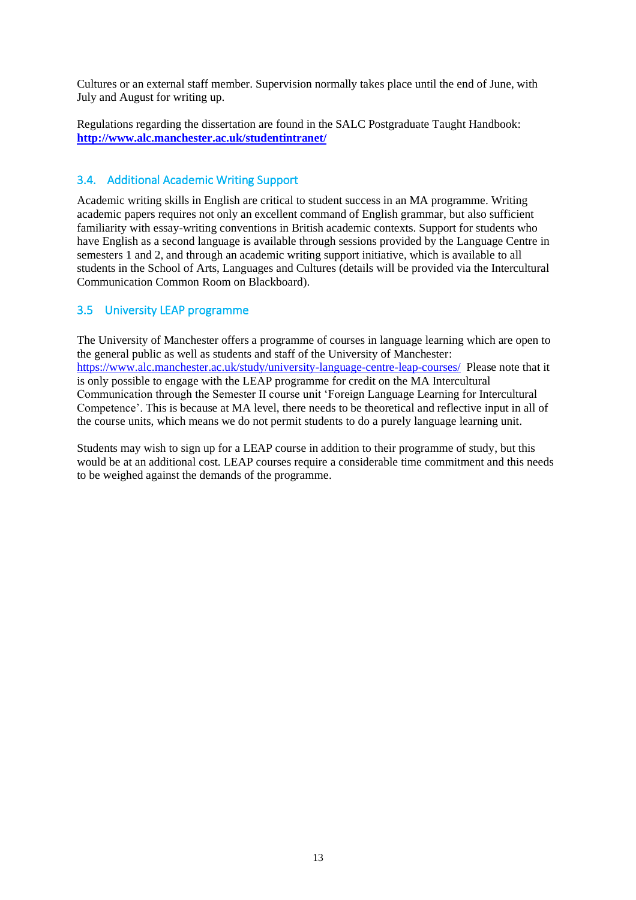Cultures or an external staff member. Supervision normally takes place until the end of June, with July and August for writing up.

Regulations regarding the dissertation are found in the SALC Postgraduate Taught Handbook: **http://www.alc.manchester.ac.uk/studentintranet/**

### 3.4. Additional Academic Writing Support

Academic writing skills in English are critical to student success in an MA programme. Writing academic papers requires not only an excellent command of English grammar, but also sufficient familiarity with essay-writing conventions in British academic contexts. Support for students who have English as a second language is available through sessions provided by the Language Centre in semesters 1 and 2, and through an academic writing support initiative, which is available to all students in the School of Arts, Languages and Cultures (details will be provided via the Intercultural Communication Common Room on Blackboard).

### 3.5 University LEAP programme

The University of Manchester offers a programme of courses in language learning which are open to the general public as well as students and staff of the University of Manchester: https://www.alc.manchester.ac.uk/study/university-language-centre-leap-courses/ Please note that it is only possible to engage with the LEAP programme for credit on the MA Intercultural Communication through the Semester II course unit 'Foreign Language Learning for Intercultural Competence'. This is because at MA level, there needs to be theoretical and reflective input in all of the course units, which means we do not permit students to do a purely language learning unit.

Students may wish to sign up for a LEAP course in addition to their programme of study, but this would be at an additional cost. LEAP courses require a considerable time commitment and this needs to be weighed against the demands of the programme.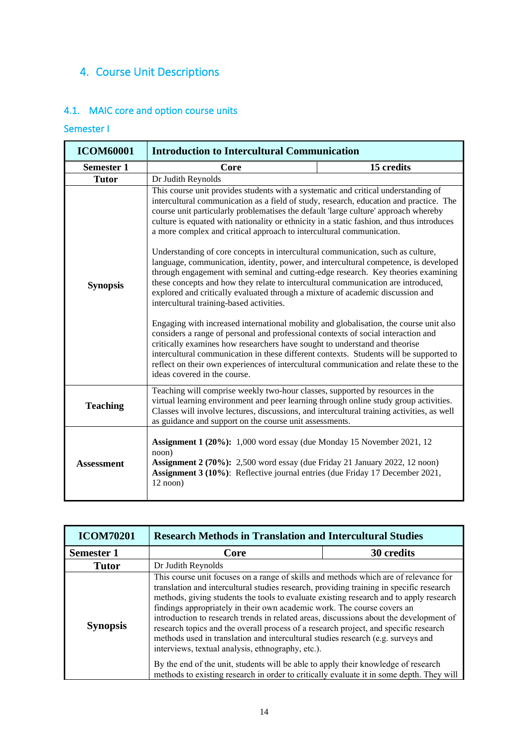# 4. Course Unit Descriptions

## 4.1. MAIC core and option course units

### Semester I

| ICOM60001 | Introduction to Intercultural Communication | |
|---|---|---|
| **Semester 1** | **Core** | **15 credits** |
| **Tutor** | Dr Judith Reynolds | |
| **Synopsis** | This course unit provides students with a systematic and critical understanding of intercultural communication as a field of study, research, education and practice. The course unit particularly problematises the default 'large culture' approach whereby culture is equated with nationality or ethnicity in a static fashion, and thus introduces a more complex and critical approach to intercultural communication.<br><br>Understanding of core concepts in intercultural communication, such as culture, language, communication, identity, power, and intercultural competence, is developed through engagement with seminal and cutting-edge research. Key theories examining these concepts and how they relate to intercultural communication are introduced, explored and critically evaluated through a mixture of academic discussion and intercultural training-based activities.<br><br>Engaging with increased international mobility and globalisation, the course unit also considers a range of personal and professional contexts of social interaction and critically examines how researchers have sought to understand and theorise intercultural communication in these different contexts. Students will be supported to reflect on their own experiences of intercultural communication and relate these to the ideas covered in the course. | |
| **Teaching** | Teaching will comprise weekly two-hour classes, supported by resources in the virtual learning environment and peer learning through online study group activities. Classes will involve lectures, discussions, and intercultural training activities, as well as guidance and support on the course unit assessments. | |
| **Assessment** | **Assignment 1 (20%):** 1,000 word essay (due Monday 15 November 2021, 12 noon)<br>**Assignment 2 (70%):** 2,500 word essay (due Friday 21 January 2022, 12 noon)<br>**Assignment 3 (10%)**: Reflective journal entries (due Friday 17 December 2021, 12 noon) | |

| ICOM70201 | Research Methods in Translation and Intercultural Studies | |
|---|---|---|
| **Semester 1** | **Core** | **30 credits** |
| **Tutor** | Dr Judith Reynolds | |
| **Synopsis** | This course unit focuses on a range of skills and methods which are of relevance for translation and intercultural studies research, providing training in specific research methods, giving students the tools to evaluate existing research and to apply research findings appropriately in their own academic work. The course covers an introduction to research trends in related areas, discussions about the development of research topics and the overall process of a research project, and specific research methods used in translation and intercultural studies research (e.g. surveys and interviews, textual analysis, ethnography, etc.).<br><br>By the end of the unit, students will be able to apply their knowledge of research methods to existing research in order to critically evaluate it in some depth. They will | |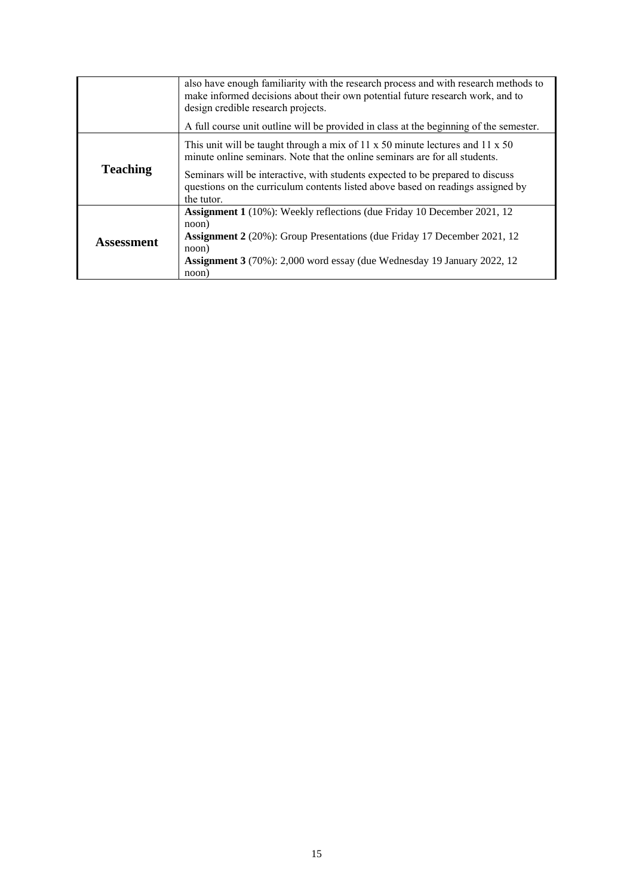| | |
|---|---|
| | also have enough familiarity with the research process and with research methods to make informed decisions about their own potential future research work, and to design credible research projects.<br><br>A full course unit outline will be provided in class at the beginning of the semester. |
| **Teaching** | This unit will be taught through a mix of 11 x 50 minute lectures and 11 x 50 minute online seminars. Note that the online seminars are for all students.<br><br>Seminars will be interactive, with students expected to be prepared to discuss questions on the curriculum contents listed above based on readings assigned by the tutor. |
| **Assessment** | **Assignment 1** (10%): Weekly reflections (due Friday 10 December 2021, 12 noon)<br>**Assignment 2** (20%): Group Presentations (due Friday 17 December 2021, 12 noon)<br>**Assignment 3** (70%): 2,000 word essay (due Wednesday 19 January 2022, 12 noon) |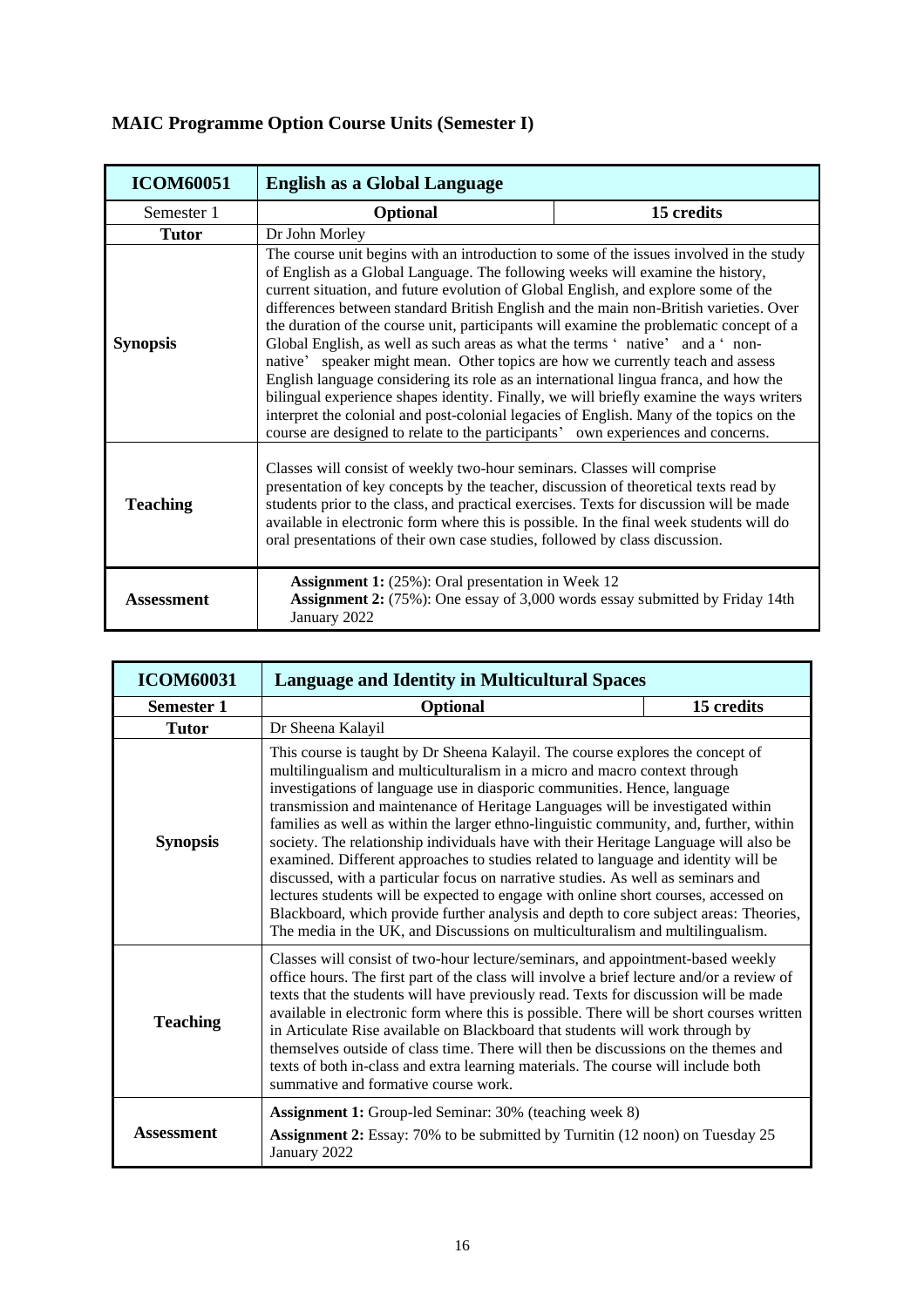## MAIC Programme Option Course Units (Semester I)

| ICOM60051 | English as a Global Language | |
|---|---|---|
| Semester 1 | **Optional** | **15 credits** |
| **Tutor** | Dr John Morley | |
| **Synopsis** | The course unit begins with an introduction to some of the issues involved in the study of English as a Global Language. The following weeks will examine the history, current situation, and future evolution of Global English, and explore some of the differences between standard British English and the main non-British varieties. Over the duration of the course unit, participants will examine the problematic concept of a Global English, as well as such areas as what the terms ' native' and a ' non-native' speaker might mean. Other topics are how we currently teach and assess English language considering its role as an international lingua franca, and how the bilingual experience shapes identity. Finally, we will briefly examine the ways writers interpret the colonial and post-colonial legacies of English. Many of the topics on the course are designed to relate to the participants' own experiences and concerns. | |
| **Teaching** | Classes will consist of weekly two-hour seminars. Classes will comprise presentation of key concepts by the teacher, discussion of theoretical texts read by students prior to the class, and practical exercises. Texts for discussion will be made available in electronic form where this is possible. In the final week students will do oral presentations of their own case studies, followed by class discussion. | |
| **Assessment** | **Assignment 1:** (25%): Oral presentation in Week 12<br>**Assignment 2:** (75%): One essay of 3,000 words essay submitted by Friday 14th January 2022 | |

| ICOM60031 | Language and Identity in Multicultural Spaces | |
|---|---|---|
| **Semester 1** | **Optional** | **15 credits** |
| **Tutor** | Dr Sheena Kalayil | |
| **Synopsis** | This course is taught by Dr Sheena Kalayil. The course explores the concept of multilingualism and multiculturalism in a micro and macro context through investigations of language use in diasporic communities. Hence, language transmission and maintenance of Heritage Languages will be investigated within families as well as within the larger ethno-linguistic community, and, further, within society. The relationship individuals have with their Heritage Language will also be examined. Different approaches to studies related to language and identity will be discussed, with a particular focus on narrative studies. As well as seminars and lectures students will be expected to engage with online short courses, accessed on Blackboard, which provide further analysis and depth to core subject areas: Theories, The media in the UK, and Discussions on multiculturalism and multilingualism. | |
| **Teaching** | Classes will consist of two-hour lecture/seminars, and appointment-based weekly office hours. The first part of the class will involve a brief lecture and/or a review of texts that the students will have previously read. Texts for discussion will be made available in electronic form where this is possible. There will be short courses written in Articulate Rise available on Blackboard that students will work through by themselves outside of class time. There will then be discussions on the themes and texts of both in-class and extra learning materials. The course will include both summative and formative course work. | |
| **Assessment** | **Assignment 1:** Group-led Seminar: 30% (teaching week 8)<br>**Assignment 2:** Essay: 70% to be submitted by Turnitin (12 noon) on Tuesday 25 January 2022 | |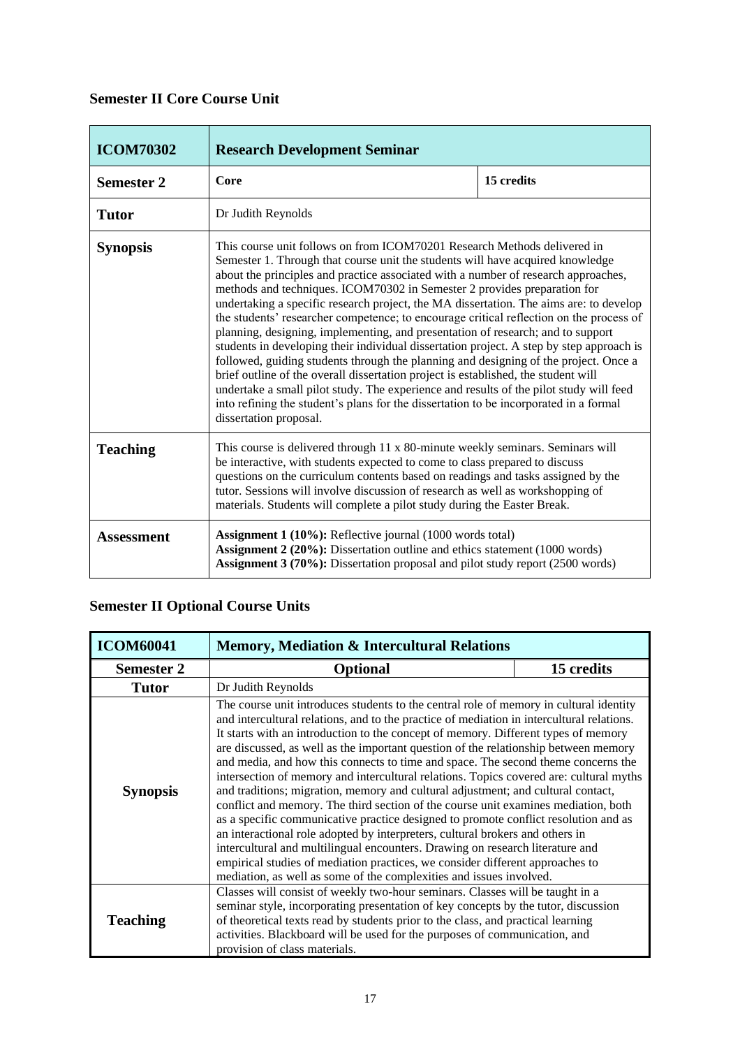### Semester II Core Course Unit

| **ICOM70302** | **Research Development Seminar** | |
|---|---|---|
| **Semester 2** | **Core** | **15 credits** |
| **Tutor** | Dr Judith Reynolds | |
| **Synopsis** | This course unit follows on from ICOM70201 Research Methods delivered in Semester 1. Through that course unit the students will have acquired knowledge about the principles and practice associated with a number of research approaches, methods and techniques. ICOM70302 in Semester 2 provides preparation for undertaking a specific research project, the MA dissertation. The aims are: to develop the students' researcher competence; to encourage critical reflection on the process of planning, designing, implementing, and presentation of research; and to support students in developing their individual dissertation project. A step by step approach is followed, guiding students through the planning and designing of the project. Once a brief outline of the overall dissertation project is established, the student will undertake a small pilot study. The experience and results of the pilot study will feed into refining the student's plans for the dissertation to be incorporated in a formal dissertation proposal. | |
| **Teaching** | This course is delivered through 11 x 80-minute weekly seminars. Seminars will be interactive, with students expected to come to class prepared to discuss questions on the curriculum contents based on readings and tasks assigned by the tutor. Sessions will involve discussion of research as well as workshopping of materials. Students will complete a pilot study during the Easter Break. | |
| **Assessment** | **Assignment 1 (10%):** Reflective journal (1000 words total)<br>**Assignment 2 (20%):** Dissertation outline and ethics statement (1000 words)<br>**Assignment 3 (70%):** Dissertation proposal and pilot study report (2500 words) | |

### Semester II Optional Course Units

| **ICOM60041** | **Memory, Mediation & Intercultural Relations** | |
|---|---|---|
| **Semester 2** | **Optional** | **15 credits** |
| **Tutor** | Dr Judith Reynolds | |
| **Synopsis** | The course unit introduces students to the central role of memory in cultural identity and intercultural relations, and to the practice of mediation in intercultural relations. It starts with an introduction to the concept of memory. Different types of memory are discussed, as well as the important question of the relationship between memory and media, and how this connects to time and space. The second theme concerns the intersection of memory and intercultural relations. Topics covered are: cultural myths and traditions; migration, memory and cultural adjustment; and cultural contact, conflict and memory. The third section of the course unit examines mediation, both as a specific communicative practice designed to promote conflict resolution and as an interactional role adopted by interpreters, cultural brokers and others in intercultural and multilingual encounters. Drawing on research literature and empirical studies of mediation practices, we consider different approaches to mediation, as well as some of the complexities and issues involved. | |
| **Teaching** | Classes will consist of weekly two-hour seminars. Classes will be taught in a seminar style, incorporating presentation of key concepts by the tutor, discussion of theoretical texts read by students prior to the class, and practical learning activities. Blackboard will be used for the purposes of communication, and provision of class materials. | |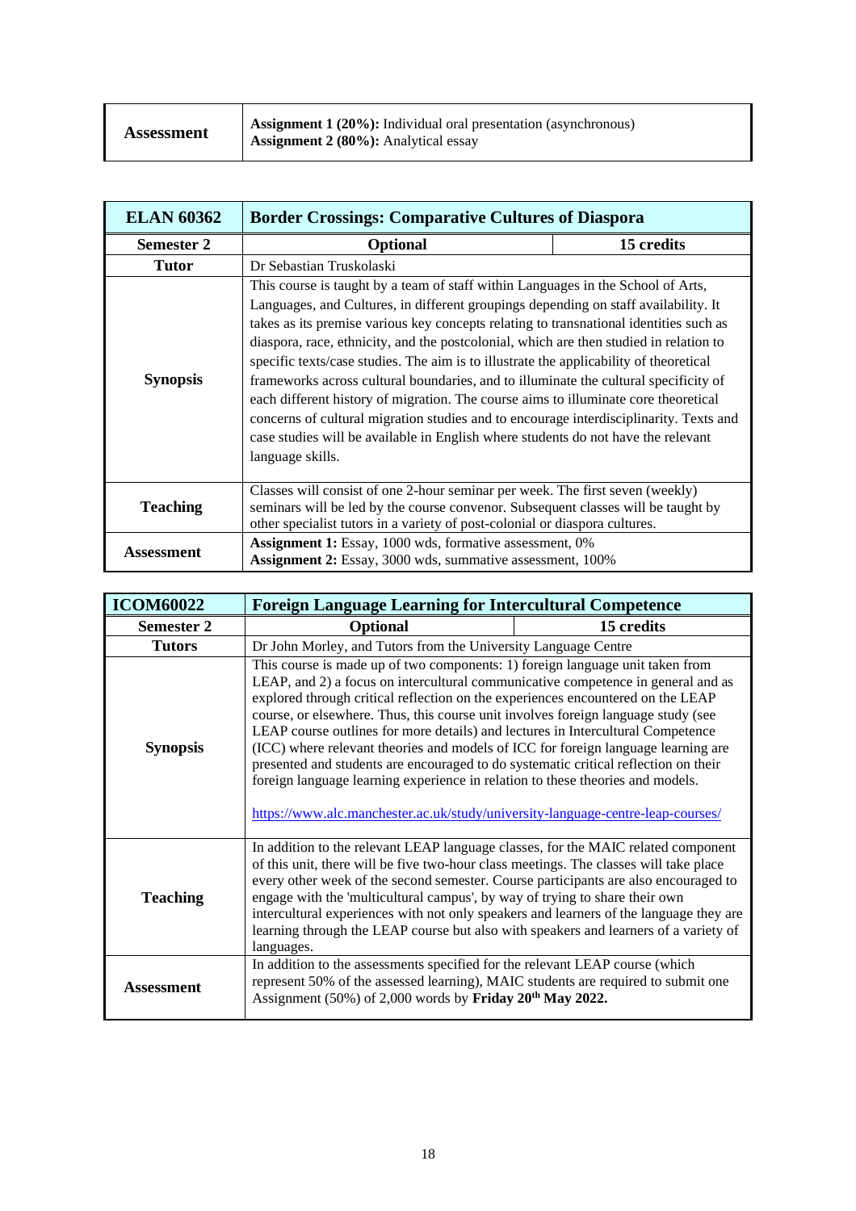| Assessment | **Assignment 1 (20%):** Individual oral presentation (asynchronous)<br>**Assignment 2 (80%):** Analytical essay |
|---|---|

| ELAN 60362 | Border Crossings: Comparative Cultures of Diaspora | |
|---|---|---|
| **Semester 2** | **Optional** | **15 credits** |
| **Tutor** | Dr Sebastian Truskolaski | |
| **Synopsis** | This course is taught by a team of staff within Languages in the School of Arts, Languages, and Cultures, in different groupings depending on staff availability. It takes as its premise various key concepts relating to transnational identities such as diaspora, race, ethnicity, and the postcolonial, which are then studied in relation to specific texts/case studies. The aim is to illustrate the applicability of theoretical frameworks across cultural boundaries, and to illuminate the cultural specificity of each different history of migration. The course aims to illuminate core theoretical concerns of cultural migration studies and to encourage interdisciplinarity. Texts and case studies will be available in English where students do not have the relevant language skills. | |
| **Teaching** | Classes will consist of one 2-hour seminar per week. The first seven (weekly) seminars will be led by the course convenor. Subsequent classes will be taught by other specialist tutors in a variety of post-colonial or diaspora cultures. | |
| **Assessment** | **Assignment 1:** Essay, 1000 wds, formative assessment, 0%<br>**Assignment 2:** Essay, 3000 wds, summative assessment, 100% | |

| ICOM60022 | Foreign Language Learning for Intercultural Competence | |
|---|---|---|
| **Semester 2** | **Optional** | **15 credits** |
| **Tutors** | Dr John Morley, and Tutors from the University Language Centre | |
| **Synopsis** | This course is made up of two components: 1) foreign language unit taken from LEAP, and 2) a focus on intercultural communicative competence in general and as explored through critical reflection on the experiences encountered on the LEAP course, or elsewhere. Thus, this course unit involves foreign language study (see LEAP course outlines for more details) and lectures in Intercultural Competence (ICC) where relevant theories and models of ICC for foreign language learning are presented and students are encouraged to do systematic critical reflection on their foreign language learning experience in relation to these theories and models.<br><br>https://www.alc.manchester.ac.uk/study/university-language-centre-leap-courses/ | |
| **Teaching** | In addition to the relevant LEAP language classes, for the MAIC related component of this unit, there will be five two-hour class meetings. The classes will take place every other week of the second semester. Course participants are also encouraged to engage with the 'multicultural campus', by way of trying to share their own intercultural experiences with not only speakers and learners of the language they are learning through the LEAP course but also with speakers and learners of a variety of languages. | |
| **Assessment** | In addition to the assessments specified for the relevant LEAP course (which represent 50% of the assessed learning), MAIC students are required to submit one Assignment (50%) of 2,000 words by **Friday 20th May 2022.** | |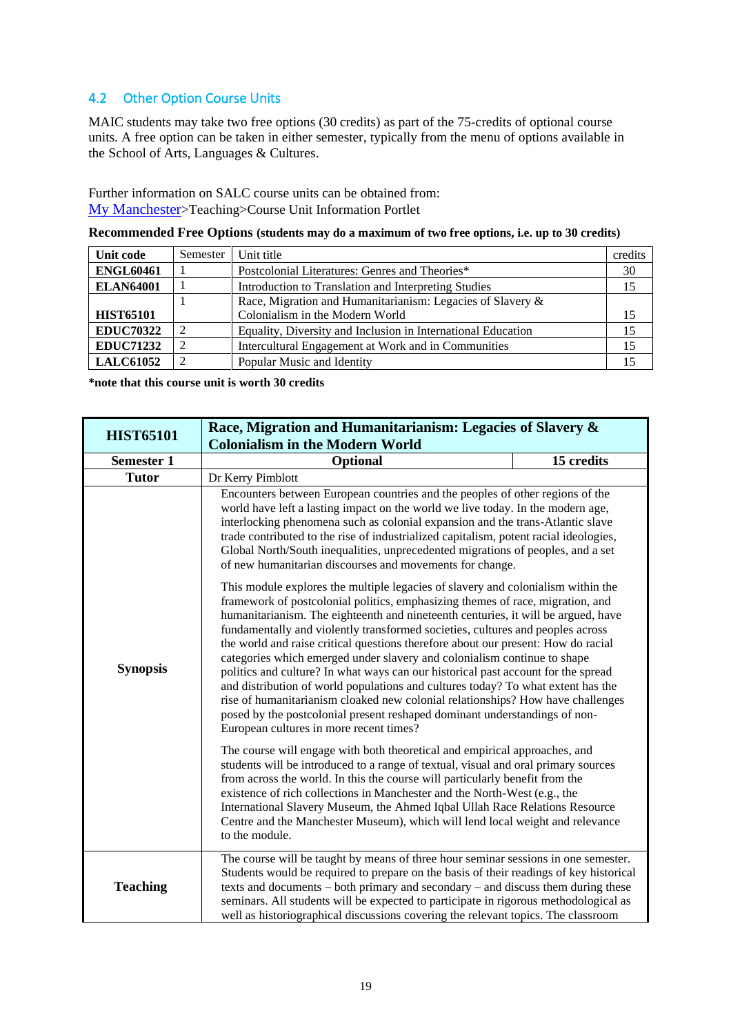## 4.2 Other Option Course Units

MAIC students may take two free options (30 credits) as part of the 75-credits of optional course units. A free option can be taken in either semester, typically from the menu of options available in the School of Arts, Languages & Cultures.

Further information on SALC course units can be obtained from:
My Manchester>Teaching>Course Unit Information Portlet

**Recommended Free Options (students may do a maximum of two free options, i.e. up to 30 credits)**

| Unit code | Semester | Unit title | credits |
|---|---|---|---|
| **ENGL60461** | 1 | Postcolonial Literatures: Genres and Theories* | 30 |
| **ELAN64001** | 1 | Introduction to Translation and Interpreting Studies | 15 |
| **HIST65101** | 1 | Race, Migration and Humanitarianism: Legacies of Slavery & Colonialism in the Modern World | 15 |
| **EDUC70322** | 2 | Equality, Diversity and Inclusion in International Education | 15 |
| **EDUC71232** | 2 | Intercultural Engagement at Work and in Communities | 15 |
| **LALC61052** | 2 | Popular Music and Identity | 15 |

***note that this course unit is worth 30 credits**

| **HIST65101** | **Race, Migration and Humanitarianism: Legacies of Slavery & Colonialism in the Modern World** | |
|---|---|---|
| **Semester 1** | **Optional** | **15 credits** |
| **Tutor** | Dr Kerry Pimblott | |
| **Synopsis** | Encounters between European countries and the peoples of other regions of the world have left a lasting impact on the world we live today. In the modern age, interlocking phenomena such as colonial expansion and the trans-Atlantic slave trade contributed to the rise of industrialized capitalism, potent racial ideologies, Global North/South inequalities, unprecedented migrations of peoples, and a set of new humanitarian discourses and movements for change.<br><br>This module explores the multiple legacies of slavery and colonialism within the framework of postcolonial politics, emphasizing themes of race, migration, and humanitarianism. The eighteenth and nineteenth centuries, it will be argued, have fundamentally and violently transformed societies, cultures and peoples across the world and raise critical questions therefore about our present: How do racial categories which emerged under slavery and colonialism continue to shape politics and culture? In what ways can our historical past account for the spread and distribution of world populations and cultures today? To what extent has the rise of humanitarianism cloaked new colonial relationships? How have challenges posed by the postcolonial present reshaped dominant understandings of non-European cultures in more recent times?<br><br>The course will engage with both theoretical and empirical approaches, and students will be introduced to a range of textual, visual and oral primary sources from across the world. In this the course will particularly benefit from the existence of rich collections in Manchester and the North-West (e.g., the International Slavery Museum, the Ahmed Iqbal Ullah Race Relations Resource Centre and the Manchester Museum), which will lend local weight and relevance to the module. | |
| **Teaching** | The course will be taught by means of three hour seminar sessions in one semester. Students would be required to prepare on the basis of their readings of key historical texts and documents – both primary and secondary – and discuss them during these seminars. All students will be expected to participate in rigorous methodological as well as historiographical discussions covering the relevant topics. The classroom | |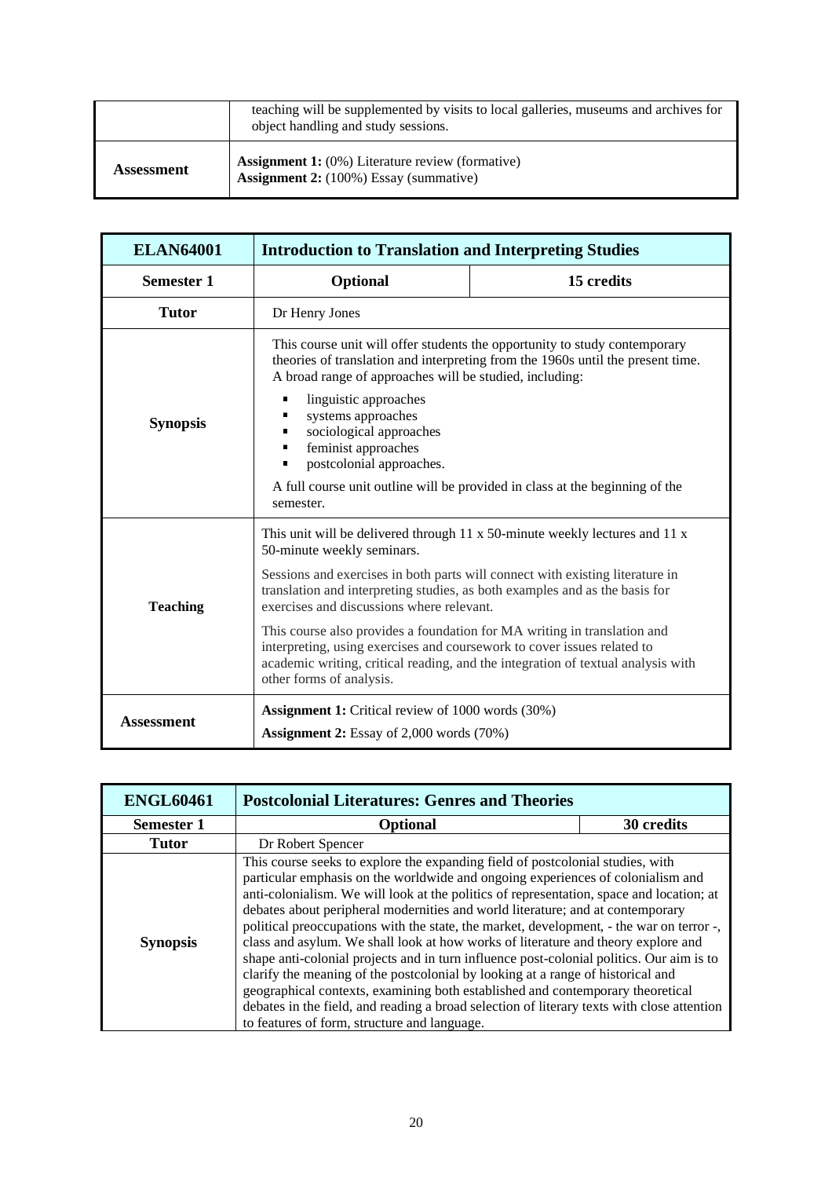| | |
|---|---|
| | teaching will be supplemented by visits to local galleries, museums and archives for object handling and study sessions. |
| **Assessment** | **Assignment 1:** (0%) Literature review (formative)<br>**Assignment 2:** (100%) Essay (summative) |

| **ELAN64001** | **Introduction to Translation and Interpreting Studies** | |
|---|---|---|
| **Semester 1** | **Optional** | **15 credits** |
| **Tutor** | Dr Henry Jones | |
| **Synopsis** | This course unit will offer students the opportunity to study contemporary theories of translation and interpreting from the 1960s until the present time. A broad range of approaches will be studied, including:<br>▪ linguistic approaches<br>▪ systems approaches<br>▪ sociological approaches<br>▪ feminist approaches<br>▪ postcolonial approaches.<br>A full course unit outline will be provided in class at the beginning of the semester. | |
| **Teaching** | This unit will be delivered through 11 x 50-minute weekly lectures and 11 x 50-minute weekly seminars.<br>Sessions and exercises in both parts will connect with existing literature in translation and interpreting studies, as both examples and as the basis for exercises and discussions where relevant.<br>This course also provides a foundation for MA writing in translation and interpreting, using exercises and coursework to cover issues related to academic writing, critical reading, and the integration of textual analysis with other forms of analysis. | |
| **Assessment** | **Assignment 1:** Critical review of 1000 words (30%)<br>**Assignment 2:** Essay of 2,000 words (70%) | |

| **ENGL60461** | **Postcolonial Literatures: Genres and Theories** | |
|---|---|---|
| **Semester 1** | **Optional** | **30 credits** |
| **Tutor** | Dr Robert Spencer | |
| **Synopsis** | This course seeks to explore the expanding field of postcolonial studies, with particular emphasis on the worldwide and ongoing experiences of colonialism and anti-colonialism. We will look at the politics of representation, space and location; at debates about peripheral modernities and world literature; and at contemporary political preoccupations with the state, the market, development, - the war on terror -, class and asylum. We shall look at how works of literature and theory explore and shape anti-colonial projects and in turn influence post-colonial politics. Our aim is to clarify the meaning of the postcolonial by looking at a range of historical and geographical contexts, examining both established and contemporary theoretical debates in the field, and reading a broad selection of literary texts with close attention to features of form, structure and language. | |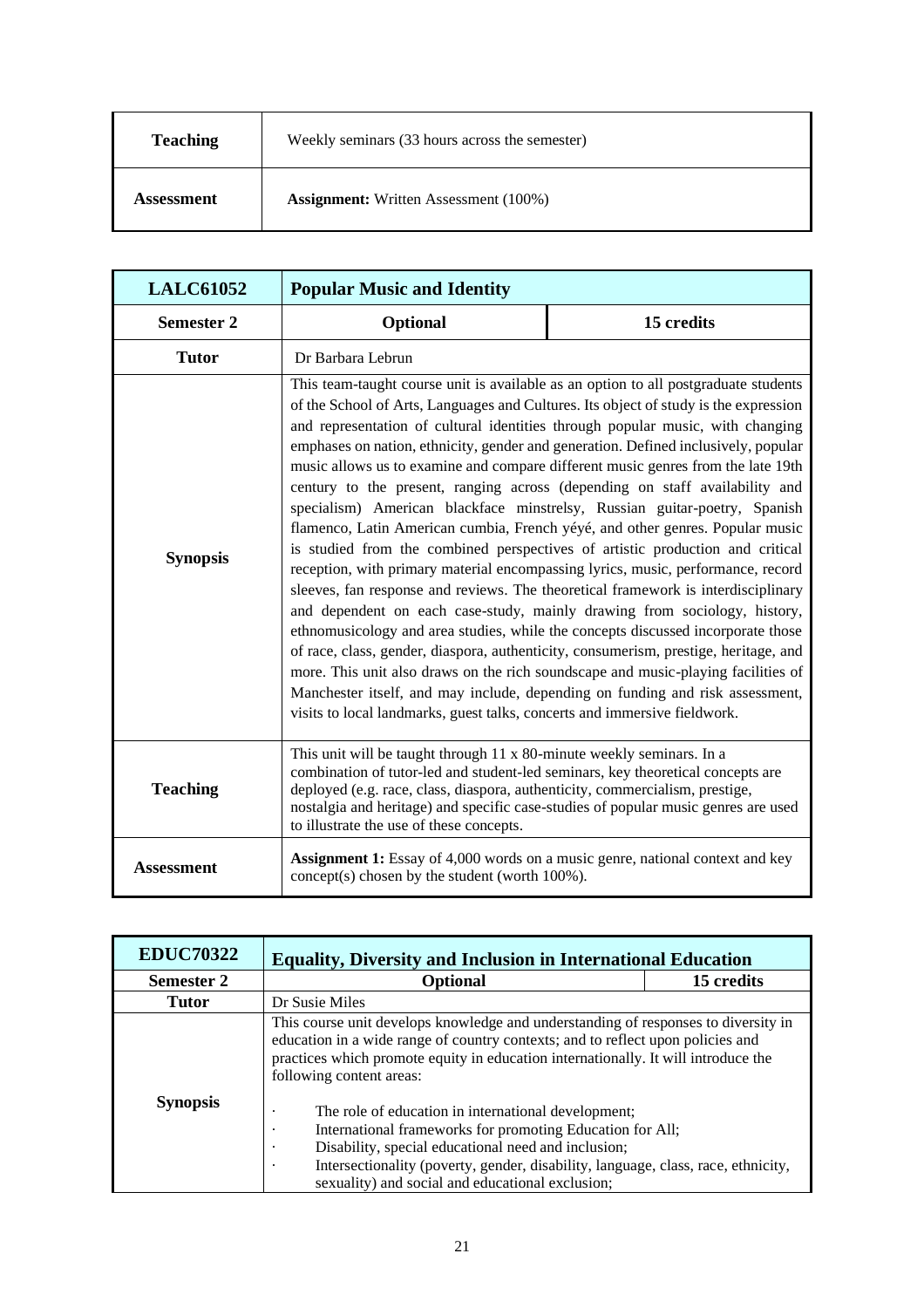| Teaching | Weekly seminars (33 hours across the semester) |
|---|---|
| **Assessment** | **Assignment:** Written Assessment (100%) |

| **LALC61052** | **Popular Music and Identity** | |
|---|---|---|
| **Semester 2** | **Optional** | **15 credits** |
| **Tutor** | Dr Barbara Lebrun | |
| **Synopsis** | This team-taught course unit is available as an option to all postgraduate students of the School of Arts, Languages and Cultures. Its object of study is the expression and representation of cultural identities through popular music, with changing emphases on nation, ethnicity, gender and generation. Defined inclusively, popular music allows us to examine and compare different music genres from the late 19th century to the present, ranging across (depending on staff availability and specialism) American blackface minstrelsy, Russian guitar-poetry, Spanish flamenco, Latin American cumbia, French yéyé, and other genres. Popular music is studied from the combined perspectives of artistic production and critical reception, with primary material encompassing lyrics, music, performance, record sleeves, fan response and reviews. The theoretical framework is interdisciplinary and dependent on each case-study, mainly drawing from sociology, history, ethnomusicology and area studies, while the concepts discussed incorporate those of race, class, gender, diaspora, authenticity, consumerism, prestige, heritage, and more. This unit also draws on the rich soundscape and music-playing facilities of Manchester itself, and may include, depending on funding and risk assessment, visits to local landmarks, guest talks, concerts and immersive fieldwork. | |
| **Teaching** | This unit will be taught through 11 x 80-minute weekly seminars. In a combination of tutor-led and student-led seminars, key theoretical concepts are deployed (e.g. race, class, diaspora, authenticity, commercialism, prestige, nostalgia and heritage) and specific case-studies of popular music genres are used to illustrate the use of these concepts. | |
| **Assessment** | **Assignment 1:** Essay of 4,000 words on a music genre, national context and key concept(s) chosen by the student (worth 100%). | |

| **EDUC70322** | **Equality, Diversity and Inclusion in International Education** | |
|---|---|---|
| **Semester 2** | **Optional** | **15 credits** |
| **Tutor** | Dr Susie Miles | |
| **Synopsis** | This course unit develops knowledge and understanding of responses to diversity in education in a wide range of country contexts; and to reflect upon policies and practices which promote equity in education internationally. It will introduce the following content areas:<br><br>· The role of education in international development;<br>· International frameworks for promoting Education for All;<br>· Disability, special educational need and inclusion;<br>· Intersectionality (poverty, gender, disability, language, class, race, ethnicity, sexuality) and social and educational exclusion; | |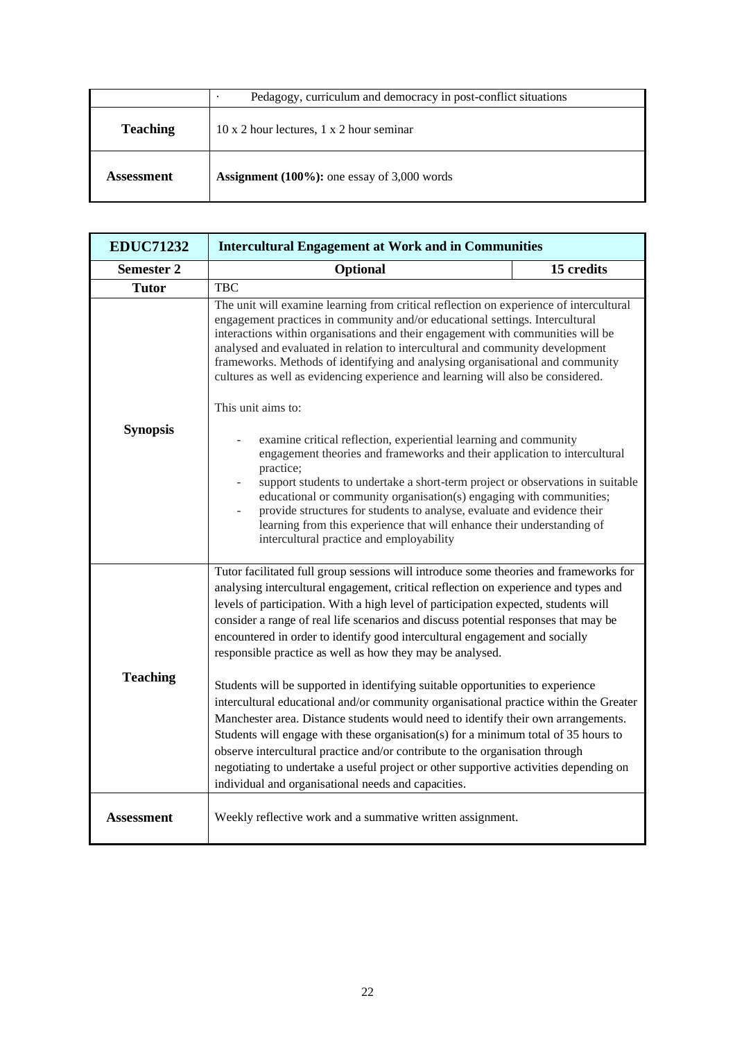| | · Pedagogy, curriculum and democracy in post-conflict situations |
|---|---|
| **Teaching** | 10 x 2 hour lectures, 1 x 2 hour seminar |
| **Assessment** | **Assignment (100%):** one essay of 3,000 words |

| **EDUC71232** | **Intercultural Engagement at Work and in Communities** | |
|---|---|---|
| **Semester 2** | **Optional** | **15 credits** |
| **Tutor** | TBC | |
| **Synopsis** | The unit will examine learning from critical reflection on experience of intercultural engagement practices in community and/or educational settings. Intercultural interactions within organisations and their engagement with communities will be analysed and evaluated in relation to intercultural and community development frameworks. Methods of identifying and analysing organisational and community cultures as well as evidencing experience and learning will also be considered.<br><br>This unit aims to:<br><br>- examine critical reflection, experiential learning and community engagement theories and frameworks and their application to intercultural practice;<br>- support students to undertake a short-term project or observations in suitable educational or community organisation(s) engaging with communities;<br>- provide structures for students to analyse, evaluate and evidence their learning from this experience that will enhance their understanding of intercultural practice and employability | |
| **Teaching** | Tutor facilitated full group sessions will introduce some theories and frameworks for analysing intercultural engagement, critical reflection on experience and types and levels of participation. With a high level of participation expected, students will consider a range of real life scenarios and discuss potential responses that may be encountered in order to identify good intercultural engagement and socially responsible practice as well as how they may be analysed.<br><br>Students will be supported in identifying suitable opportunities to experience intercultural educational and/or community organisational practice within the Greater Manchester area. Distance students would need to identify their own arrangements. Students will engage with these organisation(s) for a minimum total of 35 hours to observe intercultural practice and/or contribute to the organisation through negotiating to undertake a useful project or other supportive activities depending on individual and organisational needs and capacities. | |
| **Assessment** | Weekly reflective work and a summative written assignment. | |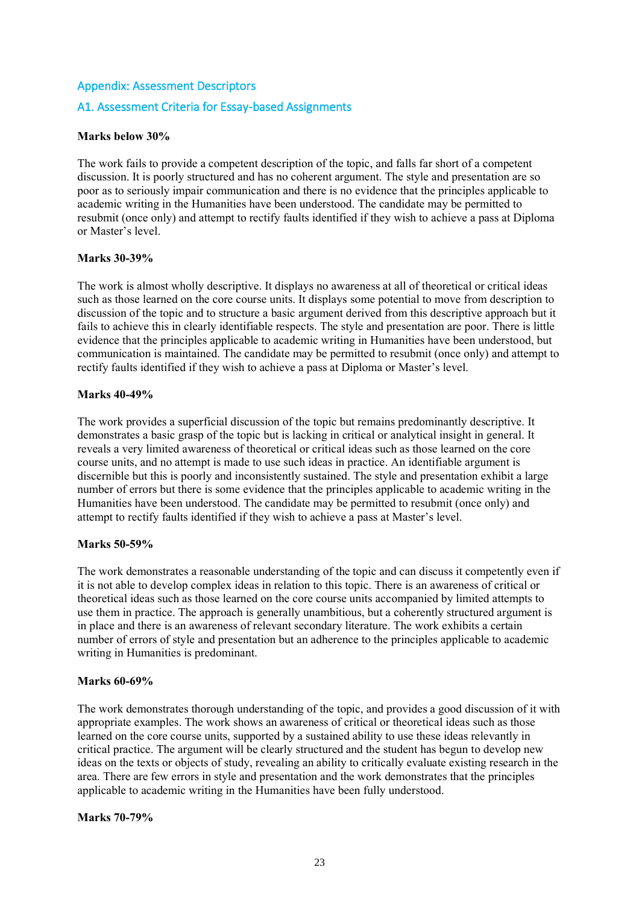## Appendix: Assessment Descriptors

### A1. Assessment Criteria for Essay-based Assignments

**Marks below 30%**

The work fails to provide a competent description of the topic, and falls far short of a competent discussion. It is poorly structured and has no coherent argument. The style and presentation are so poor as to seriously impair communication and there is no evidence that the principles applicable to academic writing in the Humanities have been understood. The candidate may be permitted to resubmit (once only) and attempt to rectify faults identified if they wish to achieve a pass at Diploma or Master's level.

**Marks 30-39%**

The work is almost wholly descriptive. It displays no awareness at all of theoretical or critical ideas such as those learned on the core course units. It displays some potential to move from description to discussion of the topic and to structure a basic argument derived from this descriptive approach but it fails to achieve this in clearly identifiable respects. The style and presentation are poor. There is little evidence that the principles applicable to academic writing in Humanities have been understood, but communication is maintained. The candidate may be permitted to resubmit (once only) and attempt to rectify faults identified if they wish to achieve a pass at Diploma or Master's level.

**Marks 40-49%**

The work provides a superficial discussion of the topic but remains predominantly descriptive. It demonstrates a basic grasp of the topic but is lacking in critical or analytical insight in general. It reveals a very limited awareness of theoretical or critical ideas such as those learned on the core course units, and no attempt is made to use such ideas in practice. An identifiable argument is discernible but this is poorly and inconsistently sustained. The style and presentation exhibit a large number of errors but there is some evidence that the principles applicable to academic writing in the Humanities have been understood. The candidate may be permitted to resubmit (once only) and attempt to rectify faults identified if they wish to achieve a pass at Master's level.

**Marks 50-59%**

The work demonstrates a reasonable understanding of the topic and can discuss it competently even if it is not able to develop complex ideas in relation to this topic. There is an awareness of critical or theoretical ideas such as those learned on the core course units accompanied by limited attempts to use them in practice. The approach is generally unambitious, but a coherently structured argument is in place and there is an awareness of relevant secondary literature. The work exhibits a certain number of errors of style and presentation but an adherence to the principles applicable to academic writing in Humanities is predominant.

**Marks 60-69%**

The work demonstrates thorough understanding of the topic, and provides a good discussion of it with appropriate examples. The work shows an awareness of critical or theoretical ideas such as those learned on the core course units, supported by a sustained ability to use these ideas relevantly in critical practice. The argument will be clearly structured and the student has begun to develop new ideas on the texts or objects of study, revealing an ability to critically evaluate existing research in the area. There are few errors in style and presentation and the work demonstrates that the principles applicable to academic writing in the Humanities have been fully understood.

**Marks 70-79%**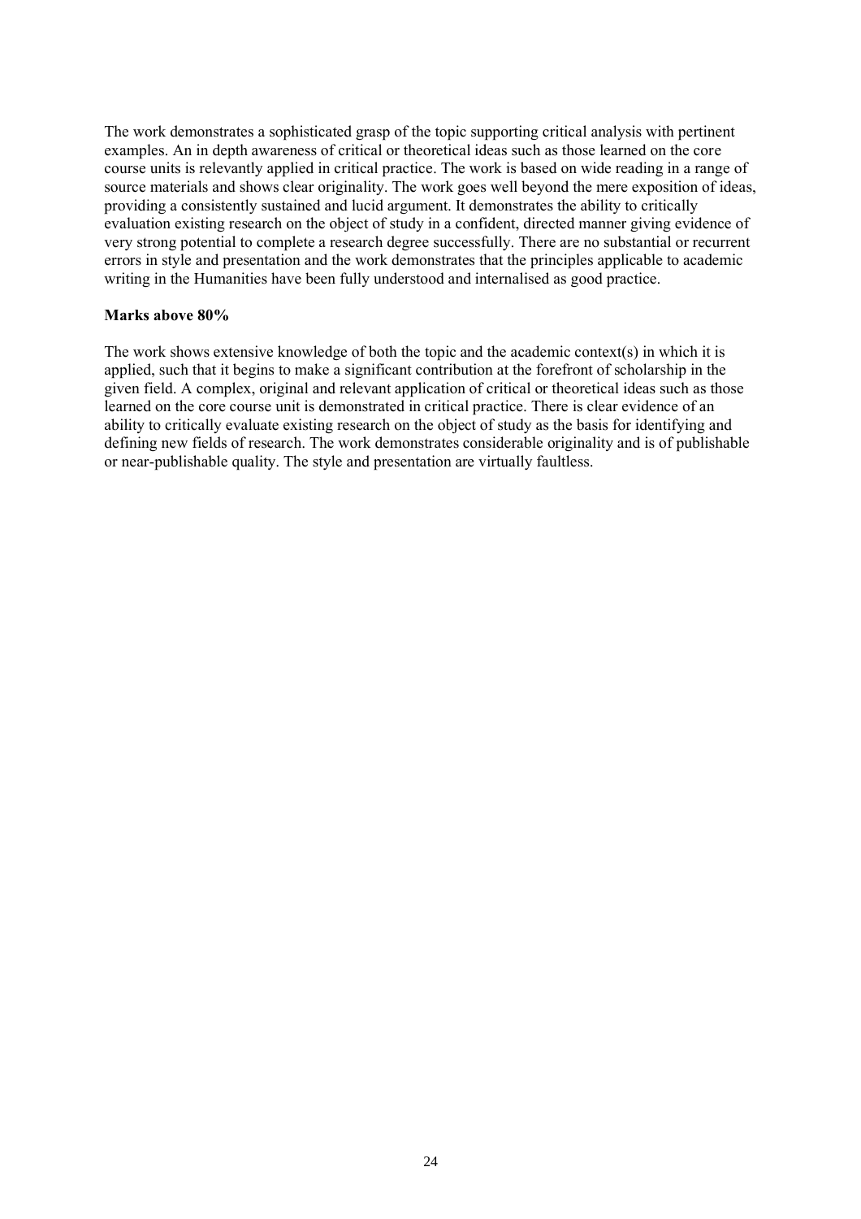The work demonstrates a sophisticated grasp of the topic supporting critical analysis with pertinent examples. An in depth awareness of critical or theoretical ideas such as those learned on the core course units is relevantly applied in critical practice. The work is based on wide reading in a range of source materials and shows clear originality. The work goes well beyond the mere exposition of ideas, providing a consistently sustained and lucid argument. It demonstrates the ability to critically evaluation existing research on the object of study in a confident, directed manner giving evidence of very strong potential to complete a research degree successfully. There are no substantial or recurrent errors in style and presentation and the work demonstrates that the principles applicable to academic writing in the Humanities have been fully understood and internalised as good practice.

**Marks above 80%**

The work shows extensive knowledge of both the topic and the academic context(s) in which it is applied, such that it begins to make a significant contribution at the forefront of scholarship in the given field. A complex, original and relevant application of critical or theoretical ideas such as those learned on the core course unit is demonstrated in critical practice. There is clear evidence of an ability to critically evaluate existing research on the object of study as the basis for identifying and defining new fields of research. The work demonstrates considerable originality and is of publishable or near-publishable quality. The style and presentation are virtually faultless.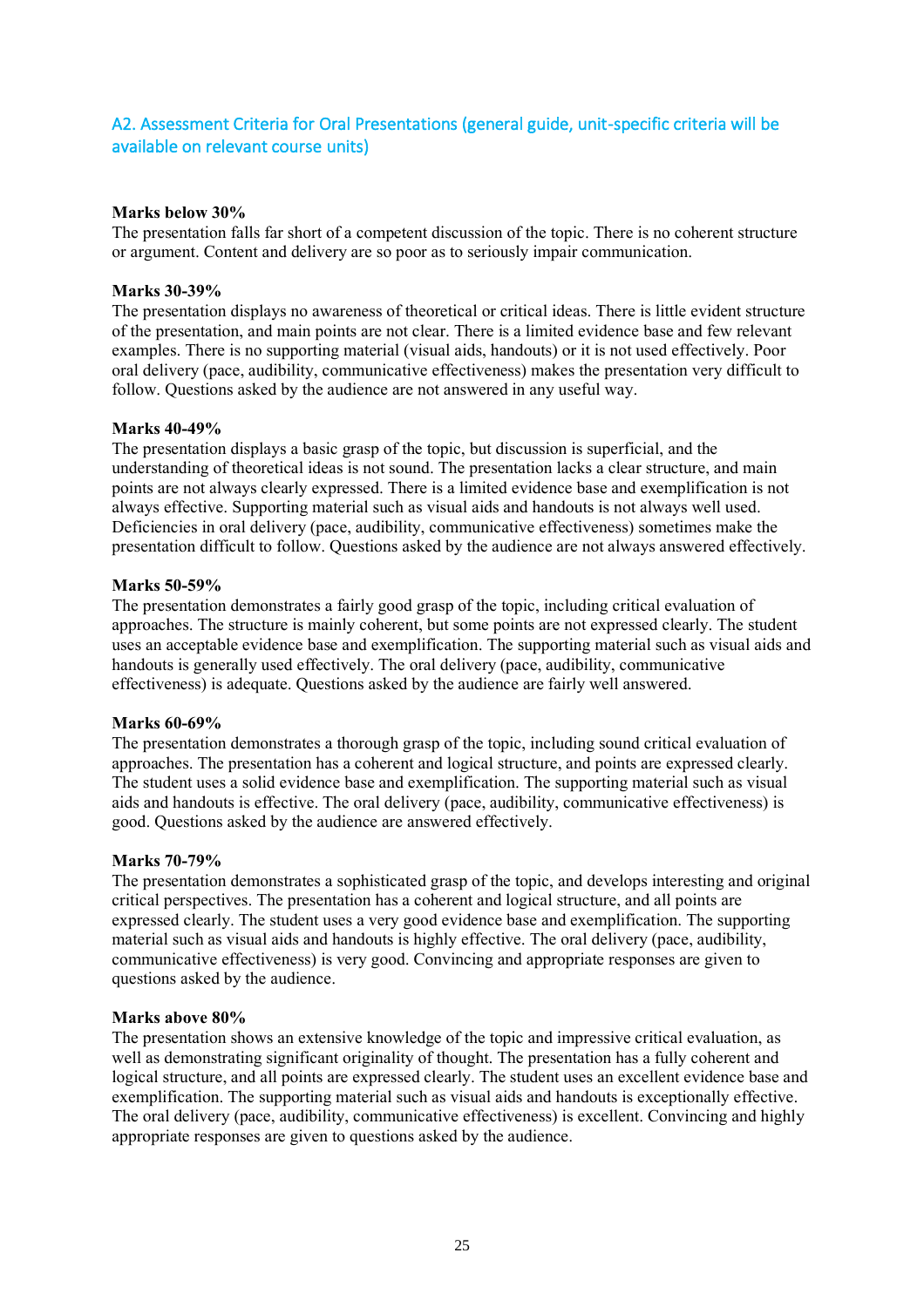## A2. Assessment Criteria for Oral Presentations (general guide, unit-specific criteria will be available on relevant course units)

**Marks below 30%**

The presentation falls far short of a competent discussion of the topic. There is no coherent structure or argument. Content and delivery are so poor as to seriously impair communication.

**Marks 30-39%**

The presentation displays no awareness of theoretical or critical ideas. There is little evident structure of the presentation, and main points are not clear. There is a limited evidence base and few relevant examples. There is no supporting material (visual aids, handouts) or it is not used effectively. Poor oral delivery (pace, audibility, communicative effectiveness) makes the presentation very difficult to follow. Questions asked by the audience are not answered in any useful way.

**Marks 40-49%**

The presentation displays a basic grasp of the topic, but discussion is superficial, and the understanding of theoretical ideas is not sound. The presentation lacks a clear structure, and main points are not always clearly expressed. There is a limited evidence base and exemplification is not always effective. Supporting material such as visual aids and handouts is not always well used. Deficiencies in oral delivery (pace, audibility, communicative effectiveness) sometimes make the presentation difficult to follow. Questions asked by the audience are not always answered effectively.

**Marks 50-59%**

The presentation demonstrates a fairly good grasp of the topic, including critical evaluation of approaches. The structure is mainly coherent, but some points are not expressed clearly. The student uses an acceptable evidence base and exemplification. The supporting material such as visual aids and handouts is generally used effectively. The oral delivery (pace, audibility, communicative effectiveness) is adequate. Questions asked by the audience are fairly well answered.

**Marks 60-69%**

The presentation demonstrates a thorough grasp of the topic, including sound critical evaluation of approaches. The presentation has a coherent and logical structure, and points are expressed clearly. The student uses a solid evidence base and exemplification. The supporting material such as visual aids and handouts is effective. The oral delivery (pace, audibility, communicative effectiveness) is good. Questions asked by the audience are answered effectively.

**Marks 70-79%**

The presentation demonstrates a sophisticated grasp of the topic, and develops interesting and original critical perspectives. The presentation has a coherent and logical structure, and all points are expressed clearly. The student uses a very good evidence base and exemplification. The supporting material such as visual aids and handouts is highly effective. The oral delivery (pace, audibility, communicative effectiveness) is very good. Convincing and appropriate responses are given to questions asked by the audience.

**Marks above 80%**

The presentation shows an extensive knowledge of the topic and impressive critical evaluation, as well as demonstrating significant originality of thought. The presentation has a fully coherent and logical structure, and all points are expressed clearly. The student uses an excellent evidence base and exemplification. The supporting material such as visual aids and handouts is exceptionally effective. The oral delivery (pace, audibility, communicative effectiveness) is excellent. Convincing and highly appropriate responses are given to questions asked by the audience.